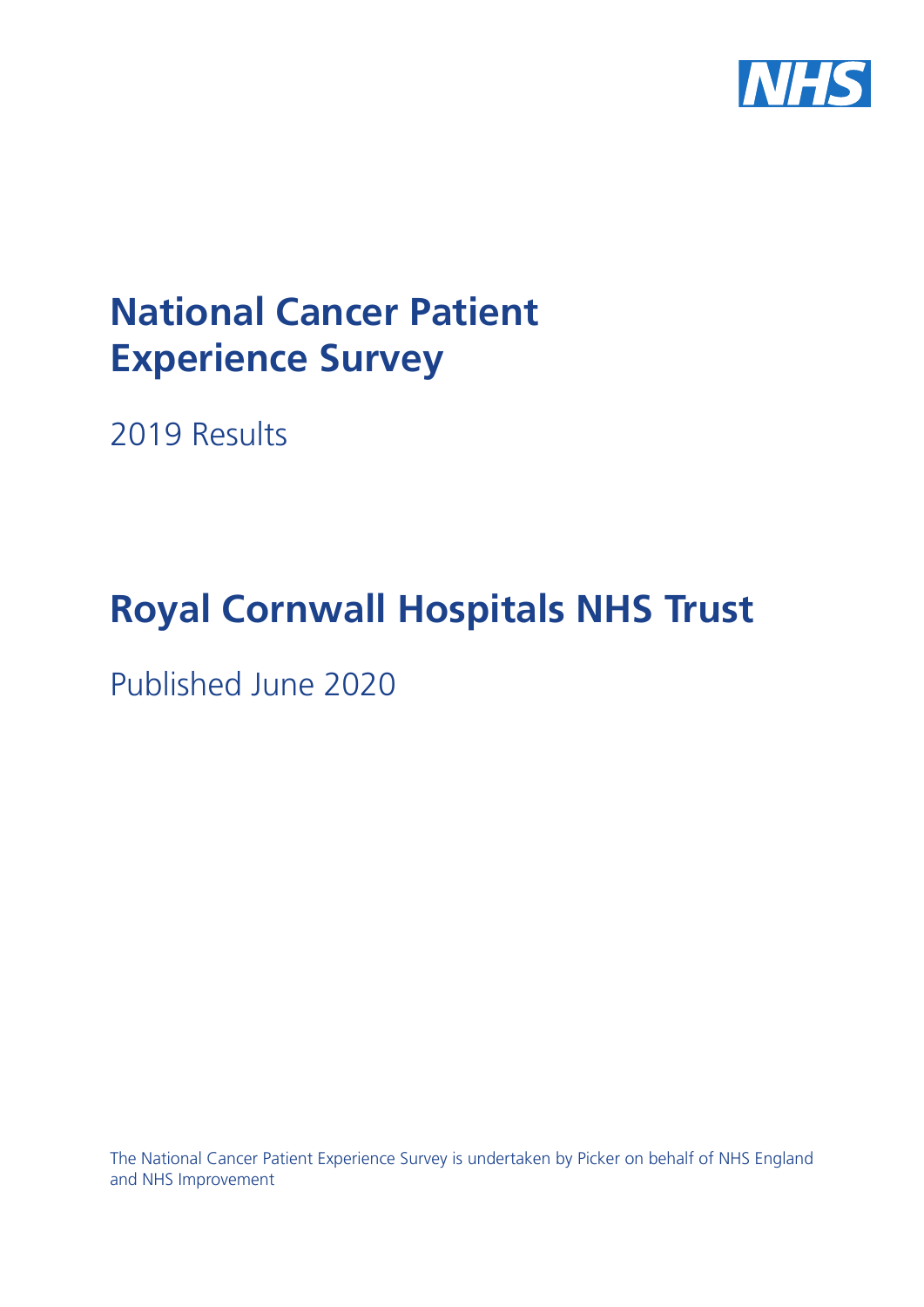NHS

# National Cancer Patient Experience Survey

2019 Results

# Royal Cornwall Hospitals NHS Trust

Published June 2020

The National Cancer Patient Experience Survey is undertaken by Picker on behalf of NHS England and NHS Improvement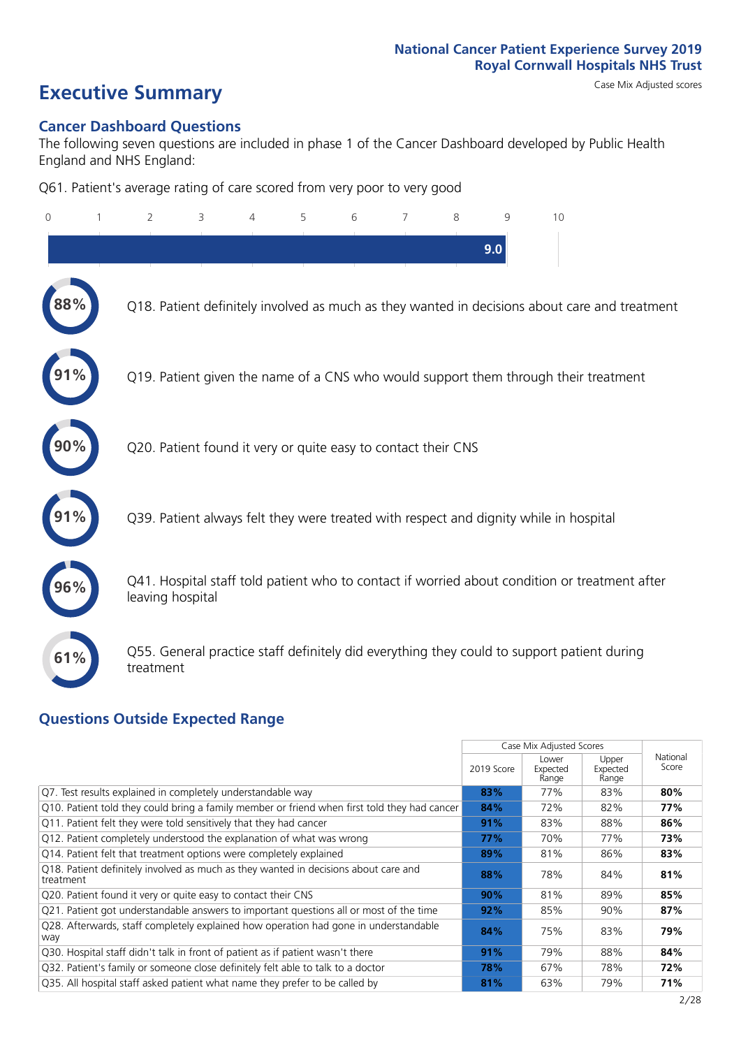# Executive Summary

Case Mix Adjusted scores

## Cancer Dashboard Questions

The following seven questions are included in phase 1 of the Cancer Dashboard developed by Public Health England and NHS England:

Q61. Patient's average rating of care scored from very poor to very good

**9.0**

- **88%** Q18. Patient definitely involved as much as they wanted in decisions about care and treatment
- **91%** Q19. Patient given the name of a CNS who would support them through their treatment
- **90%** Q20. Patient found it very or quite easy to contact their CNS
- **91%** Q39. Patient always felt they were treated with respect and dignity while in hospital
- **96%** Q41. Hospital staff told patient who to contact if worried about condition or treatment after leaving hospital
- **61%** Q55. General practice staff definitely did everything they could to support patient during treatment

## Questions Outside Expected Range

| | Case Mix Adjusted Scores | | | National Score |
|---|---|---|---|---|
| | 2019 Score | Lower Expected Range | Upper Expected Range | |
| Q7. Test results explained in completely understandable way | 83% | 77% | 83% | 80% |
| Q10. Patient told they could bring a family member or friend when first told they had cancer | 84% | 72% | 82% | 77% |
| Q11. Patient felt they were told sensitively that they had cancer | 91% | 83% | 88% | 86% |
| Q12. Patient completely understood the explanation of what was wrong | 77% | 70% | 77% | 73% |
| Q14. Patient felt that treatment options were completely explained | 89% | 81% | 86% | 83% |
| Q18. Patient definitely involved as much as they wanted in decisions about care and treatment | 88% | 78% | 84% | 81% |
| Q20. Patient found it very or quite easy to contact their CNS | 90% | 81% | 89% | 85% |
| Q21. Patient got understandable answers to important questions all or most of the time | 92% | 85% | 90% | 87% |
| Q28. Afterwards, staff completely explained how operation had gone in understandable way | 84% | 75% | 83% | 79% |
| Q30. Hospital staff didn't talk in front of patient as if patient wasn't there | 91% | 79% | 88% | 84% |
| Q32. Patient's family or someone close definitely felt able to talk to a doctor | 78% | 67% | 78% | 72% |
| Q35. All hospital staff asked patient what name they prefer to be called by | 81% | 63% | 79% | 71% |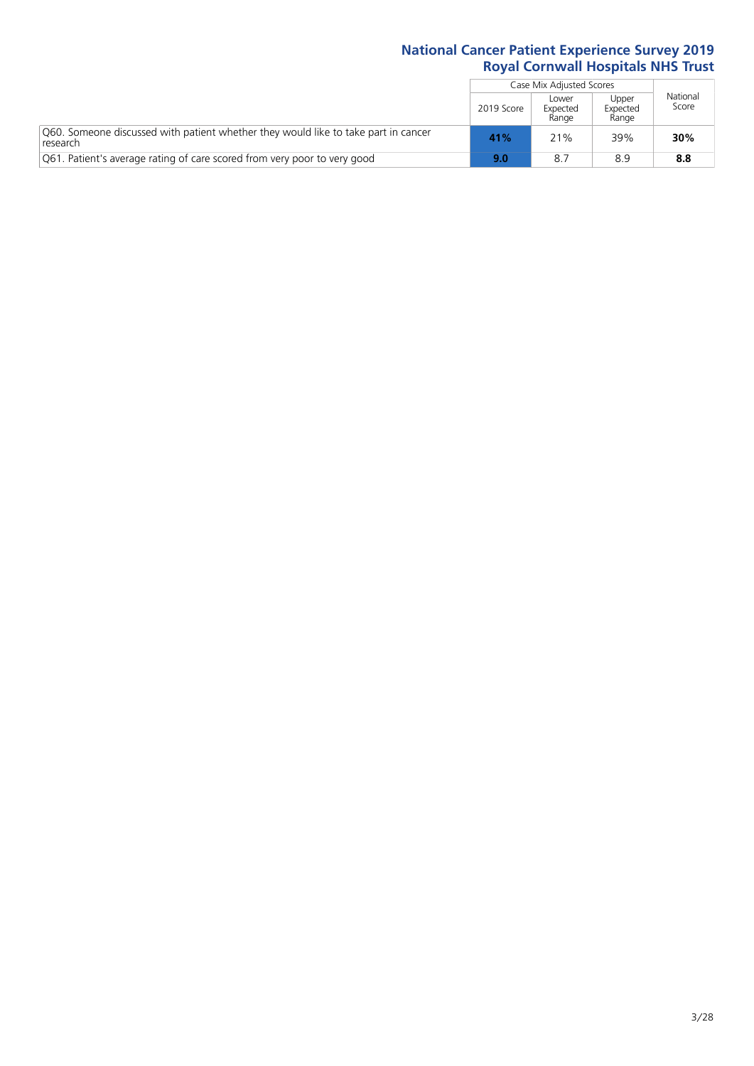| | Case Mix Adjusted Scores | | | National Score |
|---|---|---|---|---|
| | 2019 Score | Lower Expected Range | Upper Expected Range | |
| Q60. Someone discussed with patient whether they would like to take part in cancer research | **41%** | 21% | 39% | **30%** |
| Q61. Patient's average rating of care scored from very poor to very good | **9.0** | 8.7 | 8.9 | **8.8** |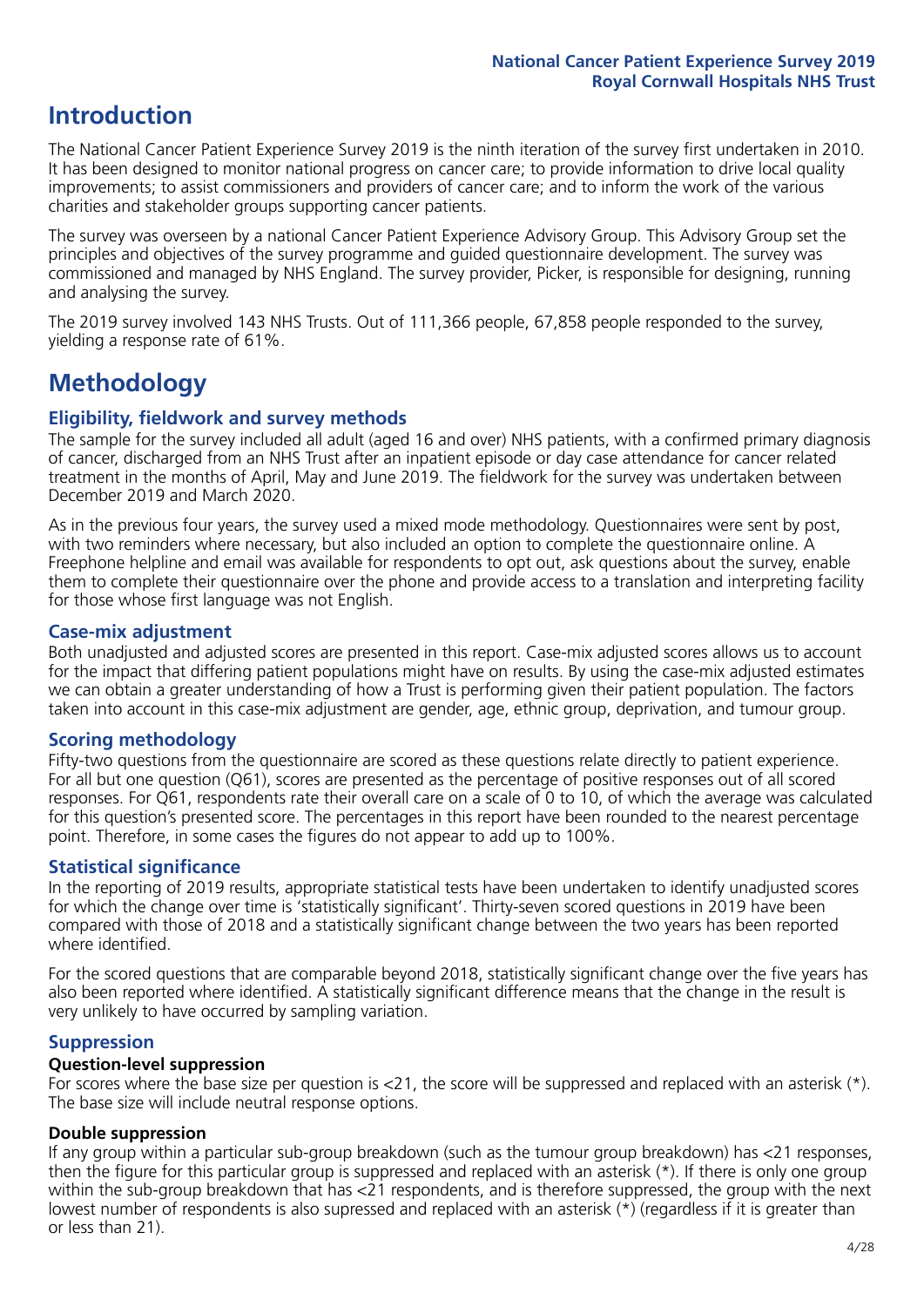# Introduction

The National Cancer Patient Experience Survey 2019 is the ninth iteration of the survey first undertaken in 2010. It has been designed to monitor national progress on cancer care; to provide information to drive local quality improvements; to assist commissioners and providers of cancer care; and to inform the work of the various charities and stakeholder groups supporting cancer patients.

The survey was overseen by a national Cancer Patient Experience Advisory Group. This Advisory Group set the principles and objectives of the survey programme and guided questionnaire development. The survey was commissioned and managed by NHS England. The survey provider, Picker, is responsible for designing, running and analysing the survey.

The 2019 survey involved 143 NHS Trusts. Out of 111,366 people, 67,858 people responded to the survey, yielding a response rate of 61%.

# Methodology

## Eligibility, fieldwork and survey methods

The sample for the survey included all adult (aged 16 and over) NHS patients, with a confirmed primary diagnosis of cancer, discharged from an NHS Trust after an inpatient episode or day case attendance for cancer related treatment in the months of April, May and June 2019. The fieldwork for the survey was undertaken between December 2019 and March 2020.

As in the previous four years, the survey used a mixed mode methodology. Questionnaires were sent by post, with two reminders where necessary, but also included an option to complete the questionnaire online. A Freephone helpline and email was available for respondents to opt out, ask questions about the survey, enable them to complete their questionnaire over the phone and provide access to a translation and interpreting facility for those whose first language was not English.

## Case-mix adjustment

Both unadjusted and adjusted scores are presented in this report. Case-mix adjusted scores allows us to account for the impact that differing patient populations might have on results. By using the case-mix adjusted estimates we can obtain a greater understanding of how a Trust is performing given their patient population. The factors taken into account in this case-mix adjustment are gender, age, ethnic group, deprivation, and tumour group.

## Scoring methodology

Fifty-two questions from the questionnaire are scored as these questions relate directly to patient experience. For all but one question (Q61), scores are presented as the percentage of positive responses out of all scored responses. For Q61, respondents rate their overall care on a scale of 0 to 10, of which the average was calculated for this question's presented score. The percentages in this report have been rounded to the nearest percentage point. Therefore, in some cases the figures do not appear to add up to 100%.

## Statistical significance

In the reporting of 2019 results, appropriate statistical tests have been undertaken to identify unadjusted scores for which the change over time is 'statistically significant'. Thirty-seven scored questions in 2019 have been compared with those of 2018 and a statistically significant change between the two years has been reported where identified.

For the scored questions that are comparable beyond 2018, statistically significant change over the five years has also been reported where identified. A statistically significant difference means that the change in the result is very unlikely to have occurred by sampling variation.

## Suppression

### Question-level suppression

For scores where the base size per question is <21, the score will be suppressed and replaced with an asterisk (*). The base size will include neutral response options.

### Double suppression

If any group within a particular sub-group breakdown (such as the tumour group breakdown) has <21 responses, then the figure for this particular group is suppressed and replaced with an asterisk (*). If there is only one group within the sub-group breakdown that has <21 respondents, and is therefore suppressed, the group with the next lowest number of respondents is also supressed and replaced with an asterisk (*) (regardless if it is greater than or less than 21).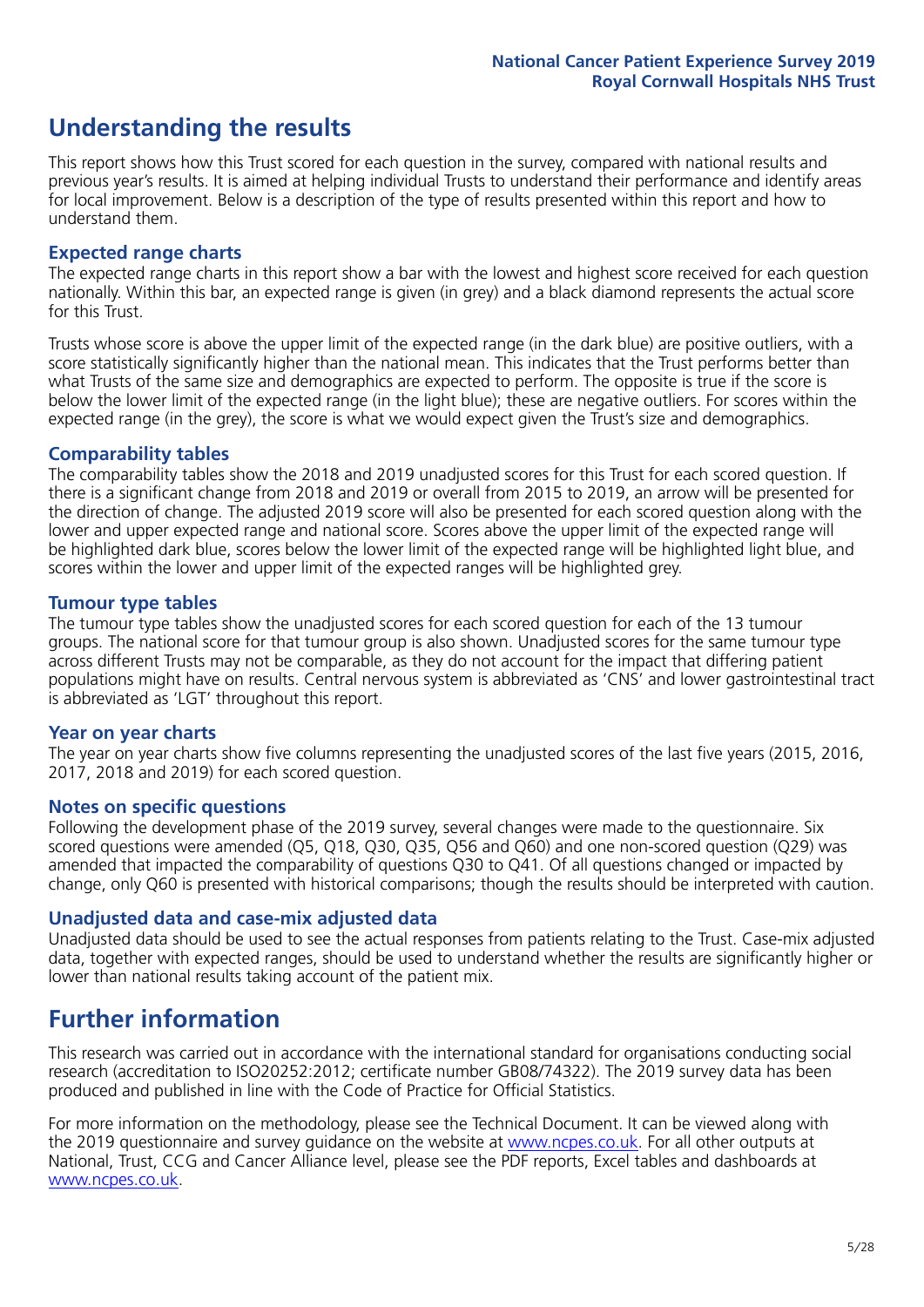# Understanding the results

This report shows how this Trust scored for each question in the survey, compared with national results and previous year's results. It is aimed at helping individual Trusts to understand their performance and identify areas for local improvement. Below is a description of the type of results presented within this report and how to understand them.

### Expected range charts

The expected range charts in this report show a bar with the lowest and highest score received for each question nationally. Within this bar, an expected range is given (in grey) and a black diamond represents the actual score for this Trust.

Trusts whose score is above the upper limit of the expected range (in the dark blue) are positive outliers, with a score statistically significantly higher than the national mean. This indicates that the Trust performs better than what Trusts of the same size and demographics are expected to perform. The opposite is true if the score is below the lower limit of the expected range (in the light blue); these are negative outliers. For scores within the expected range (in the grey), the score is what we would expect given the Trust's size and demographics.

### Comparability tables

The comparability tables show the 2018 and 2019 unadjusted scores for this Trust for each scored question. If there is a significant change from 2018 and 2019 or overall from 2015 to 2019, an arrow will be presented for the direction of change. The adjusted 2019 score will also be presented for each scored question along with the lower and upper expected range and national score. Scores above the upper limit of the expected range will be highlighted dark blue, scores below the lower limit of the expected range will be highlighted light blue, and scores within the lower and upper limit of the expected ranges will be highlighted grey.

### Tumour type tables

The tumour type tables show the unadjusted scores for each scored question for each of the 13 tumour groups. The national score for that tumour group is also shown. Unadjusted scores for the same tumour type across different Trusts may not be comparable, as they do not account for the impact that differing patient populations might have on results. Central nervous system is abbreviated as 'CNS' and lower gastrointestinal tract is abbreviated as 'LGT' throughout this report.

### Year on year charts

The year on year charts show five columns representing the unadjusted scores of the last five years (2015, 2016, 2017, 2018 and 2019) for each scored question.

### Notes on specific questions

Following the development phase of the 2019 survey, several changes were made to the questionnaire. Six scored questions were amended (Q5, Q18, Q30, Q35, Q56 and Q60) and one non-scored question (Q29) was amended that impacted the comparability of questions Q30 to Q41. Of all questions changed or impacted by change, only Q60 is presented with historical comparisons; though the results should be interpreted with caution.

### Unadjusted data and case-mix adjusted data

Unadjusted data should be used to see the actual responses from patients relating to the Trust. Case-mix adjusted data, together with expected ranges, should be used to understand whether the results are significantly higher or lower than national results taking account of the patient mix.

# Further information

This research was carried out in accordance with the international standard for organisations conducting social research (accreditation to ISO20252:2012; certificate number GB08/74322). The 2019 survey data has been produced and published in line with the Code of Practice for Official Statistics.

For more information on the methodology, please see the Technical Document. It can be viewed along with the 2019 questionnaire and survey guidance on the website at www.ncpes.co.uk. For all other outputs at National, Trust, CCG and Cancer Alliance level, please see the PDF reports, Excel tables and dashboards at www.ncpes.co.uk.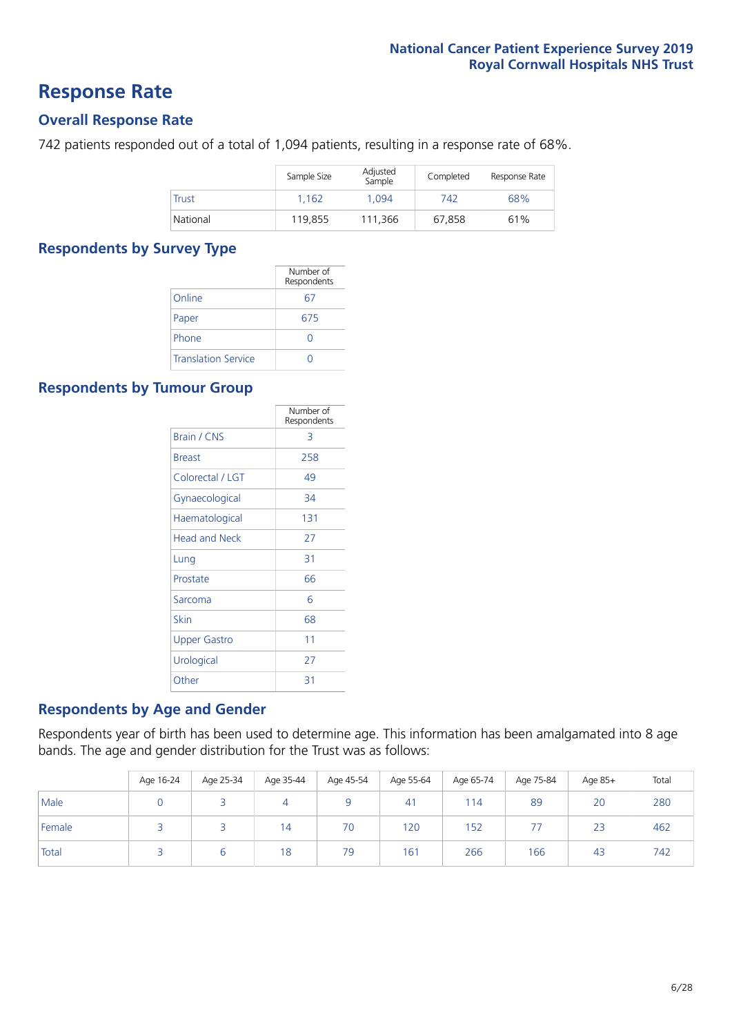# Response Rate

## Overall Response Rate

742 patients responded out of a total of 1,094 patients, resulting in a response rate of 68%.

| | Sample Size | Adjusted Sample | Completed | Response Rate |
|---|---|---|---|---|
| Trust | 1,162 | 1,094 | 742 | 68% |
| National | 119,855 | 111,366 | 67,858 | 61% |

## Respondents by Survey Type

| | Number of Respondents |
|---|---|
| Online | 67 |
| Paper | 675 |
| Phone | 0 |
| Translation Service | 0 |

## Respondents by Tumour Group

| | Number of Respondents |
|---|---|
| Brain / CNS | 3 |
| Breast | 258 |
| Colorectal / LGT | 49 |
| Gynaecological | 34 |
| Haematological | 131 |
| Head and Neck | 27 |
| Lung | 31 |
| Prostate | 66 |
| Sarcoma | 6 |
| Skin | 68 |
| Upper Gastro | 11 |
| Urological | 27 |
| Other | 31 |

## Respondents by Age and Gender

Respondents year of birth has been used to determine age. This information has been amalgamated into 8 age bands. The age and gender distribution for the Trust was as follows:

| | Age 16-24 | Age 25-34 | Age 35-44 | Age 45-54 | Age 55-64 | Age 65-74 | Age 75-84 | Age 85+ | Total |
|---|---|---|---|---|---|---|---|---|---|
| Male | 0 | 3 | 4 | 9 | 41 | 114 | 89 | 20 | 280 |
| Female | 3 | 3 | 14 | 70 | 120 | 152 | 77 | 23 | 462 |
| Total | 3 | 6 | 18 | 79 | 161 | 266 | 166 | 43 | 742 |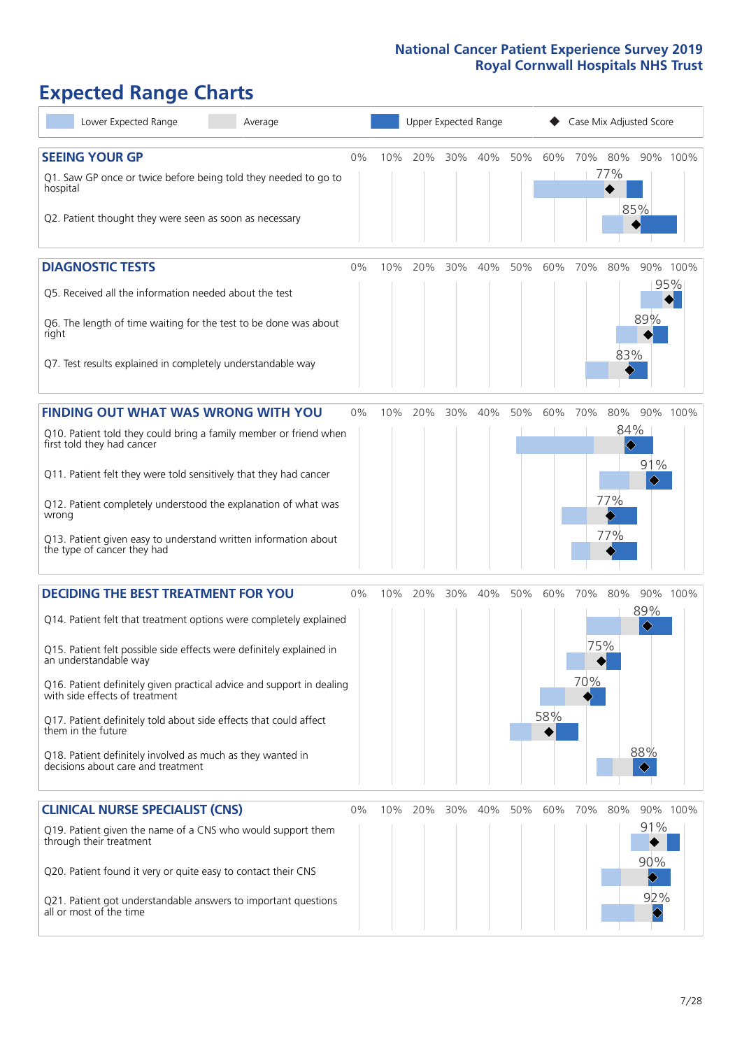# Expected Range Charts

Lower Expected Range | Average | Upper Expected Range | Case Mix Adjusted Score

## SEEING YOUR GP

| Question | Case Mix Adjusted Score |
|---|---|
| Q1. Saw GP once or twice before being told they needed to go to hospital | 77% |
| Q2. Patient thought they were seen as soon as necessary | 85% |

## DIAGNOSTIC TESTS

| Question | Case Mix Adjusted Score |
|---|---|
| Q5. Received all the information needed about the test | 95% |
| Q6. The length of time waiting for the test to be done was about right | 89% |
| Q7. Test results explained in completely understandable way | 83% |

## FINDING OUT WHAT WAS WRONG WITH YOU

| Question | Case Mix Adjusted Score |
|---|---|
| Q10. Patient told they could bring a family member or friend when first told they had cancer | 84% |
| Q11. Patient felt they were told sensitively that they had cancer | 91% |
| Q12. Patient completely understood the explanation of what was wrong | 77% |
| Q13. Patient given easy to understand written information about the type of cancer they had | 77% |

## DECIDING THE BEST TREATMENT FOR YOU

| Question | Case Mix Adjusted Score |
|---|---|
| Q14. Patient felt that treatment options were completely explained | 89% |
| Q15. Patient felt possible side effects were definitely explained in an understandable way | 75% |
| Q16. Patient definitely given practical advice and support in dealing with side effects of treatment | 70% |
| Q17. Patient definitely told about side effects that could affect them in the future | 58% |
| Q18. Patient definitely involved as much as they wanted in decisions about care and treatment | 88% |

## CLINICAL NURSE SPECIALIST (CNS)

| Question | Case Mix Adjusted Score |
|---|---|
| Q19. Patient given the name of a CNS who would support them through their treatment | 91% |
| Q20. Patient found it very or quite easy to contact their CNS | 90% |
| Q21. Patient got understandable answers to important questions all or most of the time | 92% |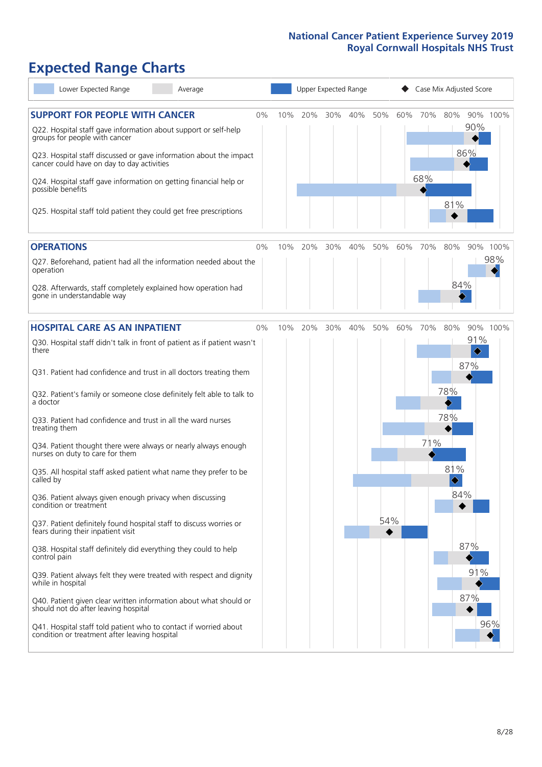# Expected Range Charts

Lower Expected Range | Average | Upper Expected Range | Case Mix Adjusted Score

## SUPPORT FOR PEOPLE WITH CANCER

| Question | Case Mix Adjusted Score |
|---|---|
| Q22. Hospital staff gave information about support or self-help groups for people with cancer | 90% |
| Q23. Hospital staff discussed or gave information about the impact cancer could have on day to day activities | 86% |
| Q24. Hospital staff gave information on getting financial help or possible benefits | 68% |
| Q25. Hospital staff told patient they could get free prescriptions | 81% |

## OPERATIONS

| Question | Case Mix Adjusted Score |
|---|---|
| Q27. Beforehand, patient had all the information needed about the operation | 98% |
| Q28. Afterwards, staff completely explained how operation had gone in understandable way | 84% |

## HOSPITAL CARE AS AN INPATIENT

| Question | Case Mix Adjusted Score |
|---|---|
| Q30. Hospital staff didn't talk in front of patient as if patient wasn't there | 91% |
| Q31. Patient had confidence and trust in all doctors treating them | 87% |
| Q32. Patient's family or someone close definitely felt able to talk to a doctor | 78% |
| Q33. Patient had confidence and trust in all the ward nurses treating them | 78% |
| Q34. Patient thought there were always or nearly always enough nurses on duty to care for them | 71% |
| Q35. All hospital staff asked patient what name they prefer to be called by | 81% |
| Q36. Patient always given enough privacy when discussing condition or treatment | 84% |
| Q37. Patient definitely found hospital staff to discuss worries or fears during their inpatient visit | 54% |
| Q38. Hospital staff definitely did everything they could to help control pain | 87% |
| Q39. Patient always felt they were treated with respect and dignity while in hospital | 91% |
| Q40. Patient given clear written information about what should or should not do after leaving hospital | 87% |
| Q41. Hospital staff told patient who to contact if worried about condition or treatment after leaving hospital | 96% |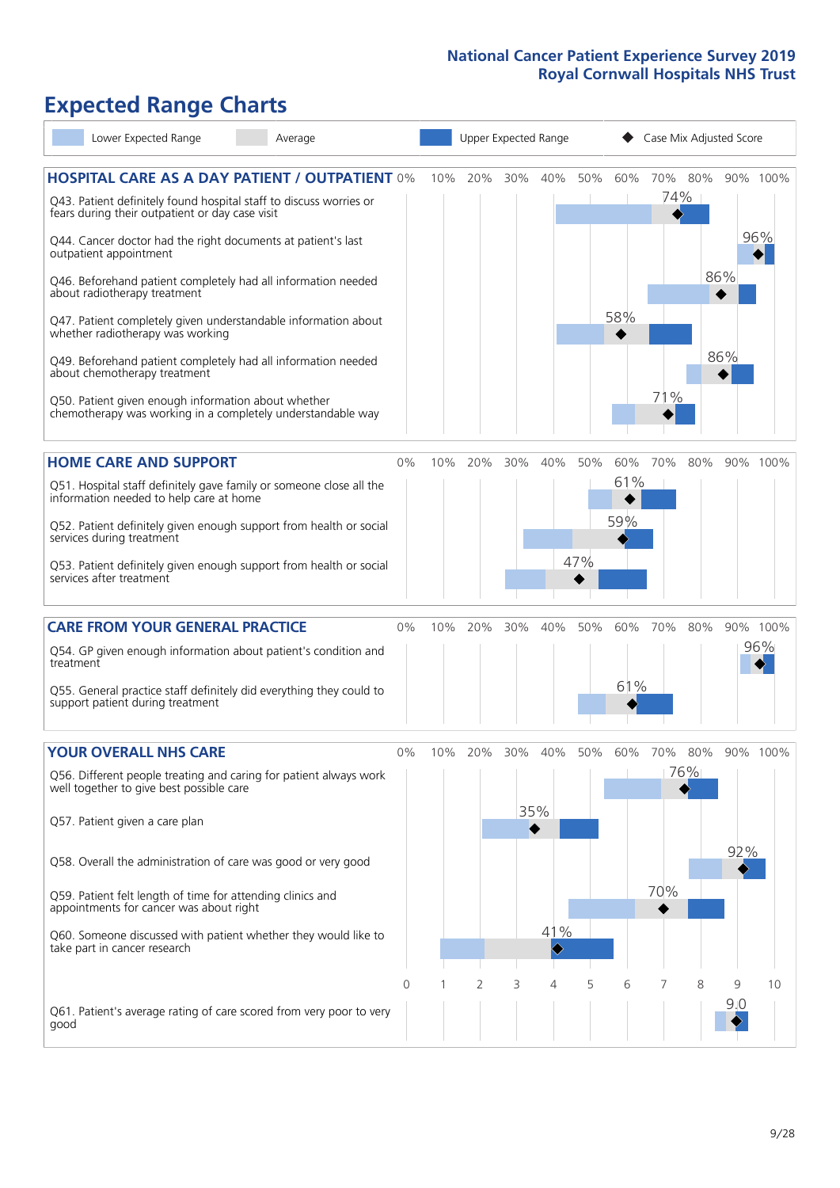# Expected Range Charts

Legend: Lower Expected Range | Average | Upper Expected Range | Case Mix Adjusted Score

## HOSPITAL CARE AS A DAY PATIENT / OUTPATIENT

| Question | Case Mix Adjusted Score |
|---|---|
| Q43. Patient definitely found hospital staff to discuss worries or fears during their outpatient or day case visit | 74% |
| Q44. Cancer doctor had the right documents at patient's last outpatient appointment | 96% |
| Q46. Beforehand patient completely had all information needed about radiotherapy treatment | 86% |
| Q47. Patient completely given understandable information about whether radiotherapy was working | 58% |
| Q49. Beforehand patient completely had all information needed about chemotherapy treatment | 86% |
| Q50. Patient given enough information about whether chemotherapy was working in a completely understandable way | 71% |

## HOME CARE AND SUPPORT

| Question | Case Mix Adjusted Score |
|---|---|
| Q51. Hospital staff definitely gave family or someone close all the information needed to help care at home | 61% |
| Q52. Patient definitely given enough support from health or social services during treatment | 59% |
| Q53. Patient definitely given enough support from health or social services after treatment | 47% |

## CARE FROM YOUR GENERAL PRACTICE

| Question | Case Mix Adjusted Score |
|---|---|
| Q54. GP given enough information about patient's condition and treatment | 96% |
| Q55. General practice staff definitely did everything they could to support patient during treatment | 61% |

## YOUR OVERALL NHS CARE

| Question | Case Mix Adjusted Score |
|---|---|
| Q56. Different people treating and caring for patient always work well together to give best possible care | 76% |
| Q57. Patient given a care plan | 35% |
| Q58. Overall the administration of care was good or very good | 92% |
| Q59. Patient felt length of time for attending clinics and appointments for cancer was about right | 70% |
| Q60. Someone discussed with patient whether they would like to take part in cancer research | 41% |
| Q61. Patient's average rating of care scored from very poor to very good | 9.0 |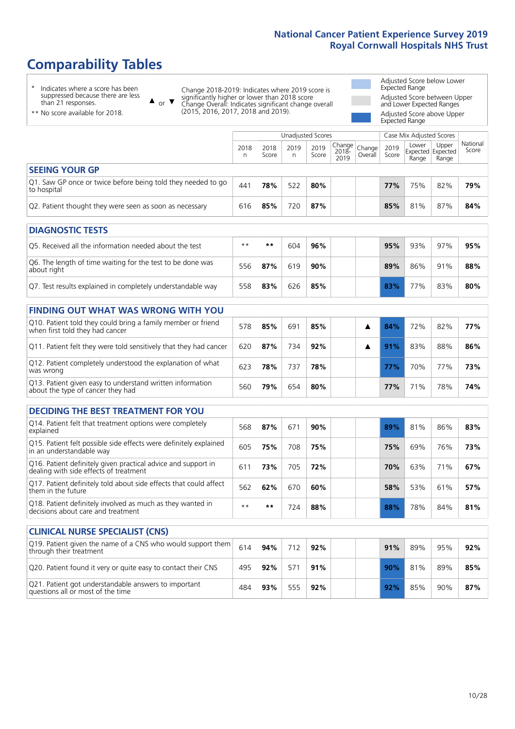# Comparability Tables

- \* Indicates where a score has been suppressed because there are less than 21 responses.
- \*\* No score available for 2018.

▲ or ▼ Change 2018-2019: Indicates where 2019 score is significantly higher or lower than 2018 score. Change Overall: Indicates significant change overall (2015, 2016, 2017, 2018 and 2019).

- Adjusted Score below Lower Expected Range
- Adjusted Score between Upper and Lower Expected Ranges
- Adjusted Score above Upper Expected Range

| | Unadjusted Scores | | | | | | Case Mix Adjusted Scores | | | |
|---|---|---|---|---|---|---|---|---|---|---|
| | 2018 n | 2018 Score | 2019 n | 2019 Score | Change 2018-2019 | Change Overall | 2019 Score | Lower Expected Range | Upper Expected Range | National Score |
| **SEEING YOUR GP** | | | | | | | | | | |
| Q1. Saw GP once or twice before being told they needed to go to hospital | 441 | 78% | 522 | 80% | | | 77% | 75% | 82% | 79% |
| Q2. Patient thought they were seen as soon as necessary | 616 | 85% | 720 | 87% | | | 85% | 81% | 87% | 84% |
| **DIAGNOSTIC TESTS** | | | | | | | | | | |
| Q5. Received all the information needed about the test | ** | ** | 604 | 96% | | | 95% | 93% | 97% | 95% |
| Q6. The length of time waiting for the test to be done was about right | 556 | 87% | 619 | 90% | | | 89% | 86% | 91% | 88% |
| Q7. Test results explained in completely understandable way | 558 | 83% | 626 | 85% | | | 83% | 77% | 83% | 80% |
| **FINDING OUT WHAT WAS WRONG WITH YOU** | | | | | | | | | | |
| Q10. Patient told they could bring a family member or friend when first told they had cancer | 578 | 85% | 691 | 85% | | ▲ | 84% | 72% | 82% | 77% |
| Q11. Patient felt they were told sensitively that they had cancer | 620 | 87% | 734 | 92% | | ▲ | 91% | 83% | 88% | 86% |
| Q12. Patient completely understood the explanation of what was wrong | 623 | 78% | 737 | 78% | | | 77% | 70% | 77% | 73% |
| Q13. Patient given easy to understand written information about the type of cancer they had | 560 | 79% | 654 | 80% | | | 77% | 71% | 78% | 74% |
| **DECIDING THE BEST TREATMENT FOR YOU** | | | | | | | | | | |
| Q14. Patient felt that treatment options were completely explained | 568 | 87% | 671 | 90% | | | 89% | 81% | 86% | 83% |
| Q15. Patient felt possible side effects were definitely explained in an understandable way | 605 | 75% | 708 | 75% | | | 75% | 69% | 76% | 73% |
| Q16. Patient definitely given practical advice and support in dealing with side effects of treatment | 611 | 73% | 705 | 72% | | | 70% | 63% | 71% | 67% |
| Q17. Patient definitely told about side effects that could affect them in the future | 562 | 62% | 670 | 60% | | | 58% | 53% | 61% | 57% |
| Q18. Patient definitely involved as much as they wanted in decisions about care and treatment | ** | ** | 724 | 88% | | | 88% | 78% | 84% | 81% |
| **CLINICAL NURSE SPECIALIST (CNS)** | | | | | | | | | | |
| Q19. Patient given the name of a CNS who would support them through their treatment | 614 | 94% | 712 | 92% | | | 91% | 89% | 95% | 92% |
| Q20. Patient found it very or quite easy to contact their CNS | 495 | 92% | 571 | 91% | | | 90% | 81% | 89% | 85% |
| Q21. Patient got understandable answers to important questions all or most of the time | 484 | 93% | 555 | 92% | | | 92% | 85% | 90% | 87% |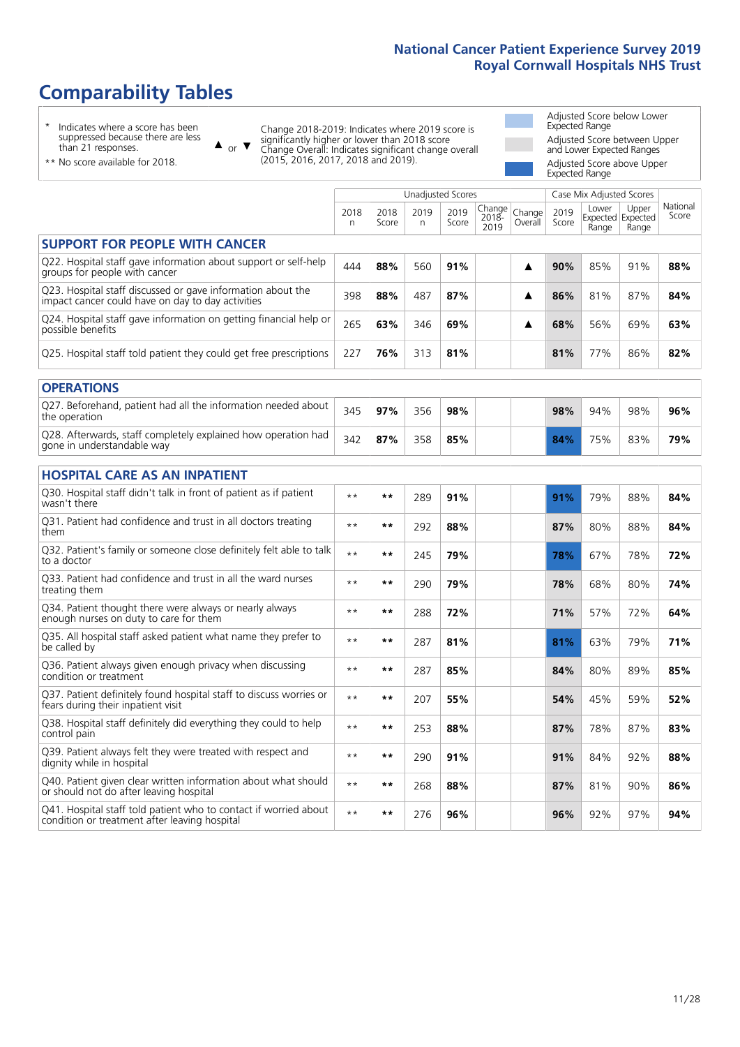# Comparability Tables

\* Indicates where a score has been suppressed because there are less than 21 responses.

\*\* No score available for 2018.

▲ or ▼ Change 2018-2019: Indicates where 2019 score is significantly higher or lower than 2018 score. Change Overall: Indicates significant change overall (2015, 2016, 2017, 2018 and 2019).

Adjusted Score below Lower Expected Range

Adjusted Score between Upper and Lower Expected Ranges

Adjusted Score above Upper Expected Range

| | Unadjusted Scores | | | | | | Case Mix Adjusted Scores | | | |
|---|---|---|---|---|---|---|---|---|---|---|
| | 2018 n | 2018 Score | 2019 n | 2019 Score | Change 2018-2019 | Change Overall | 2019 Score | Lower Expected Range | Upper Expected Range | National Score |
| **SUPPORT FOR PEOPLE WITH CANCER** | | | | | | | | | | |
| Q22. Hospital staff gave information about support or self-help groups for people with cancer | 444 | **88%** | 560 | **91%** | | ▲ | **90%** | 85% | 91% | **88%** |
| Q23. Hospital staff discussed or gave information about the impact cancer could have on day to day activities | 398 | **88%** | 487 | **87%** | | ▲ | **86%** | 81% | 87% | **84%** |
| Q24. Hospital staff gave information on getting financial help or possible benefits | 265 | **63%** | 346 | **69%** | | ▲ | **68%** | 56% | 69% | **63%** |
| Q25. Hospital staff told patient they could get free prescriptions | 227 | **76%** | 313 | **81%** | | | **81%** | 77% | 86% | **82%** |
| **OPERATIONS** | | | | | | | | | | |
| Q27. Beforehand, patient had all the information needed about the operation | 345 | **97%** | 356 | **98%** | | | **98%** | 94% | 98% | **96%** |
| Q28. Afterwards, staff completely explained how operation had gone in understandable way | 342 | **87%** | 358 | **85%** | | | **84%** | 75% | 83% | **79%** |
| **HOSPITAL CARE AS AN INPATIENT** | | | | | | | | | | |
| Q30. Hospital staff didn't talk in front of patient as if patient wasn't there | ** | ** | 289 | **91%** | | | **91%** | 79% | 88% | **84%** |
| Q31. Patient had confidence and trust in all doctors treating them | ** | ** | 292 | **88%** | | | **87%** | 80% | 88% | **84%** |
| Q32. Patient's family or someone close definitely felt able to talk to a doctor | ** | ** | 245 | **79%** | | | **78%** | 67% | 78% | **72%** |
| Q33. Patient had confidence and trust in all the ward nurses treating them | ** | ** | 290 | **79%** | | | **78%** | 68% | 80% | **74%** |
| Q34. Patient thought there were always or nearly always enough nurses on duty to care for them | ** | ** | 288 | **72%** | | | **71%** | 57% | 72% | **64%** |
| Q35. All hospital staff asked patient what name they prefer to be called by | ** | ** | 287 | **81%** | | | **81%** | 63% | 79% | **71%** |
| Q36. Patient always given enough privacy when discussing condition or treatment | ** | ** | 287 | **85%** | | | **84%** | 80% | 89% | **85%** |
| Q37. Patient definitely found hospital staff to discuss worries or fears during their inpatient visit | ** | ** | 207 | **55%** | | | **54%** | 45% | 59% | **52%** |
| Q38. Hospital staff definitely did everything they could to help control pain | ** | ** | 253 | **88%** | | | **87%** | 78% | 87% | **83%** |
| Q39. Patient always felt they were treated with respect and dignity while in hospital | ** | ** | 290 | **91%** | | | **91%** | 84% | 92% | **88%** |
| Q40. Patient given clear written information about what should or should not do after leaving hospital | ** | ** | 268 | **88%** | | | **87%** | 81% | 90% | **86%** |
| Q41. Hospital staff told patient who to contact if worried about condition or treatment after leaving hospital | ** | ** | 276 | **96%** | | | **96%** | 92% | 97% | **94%** |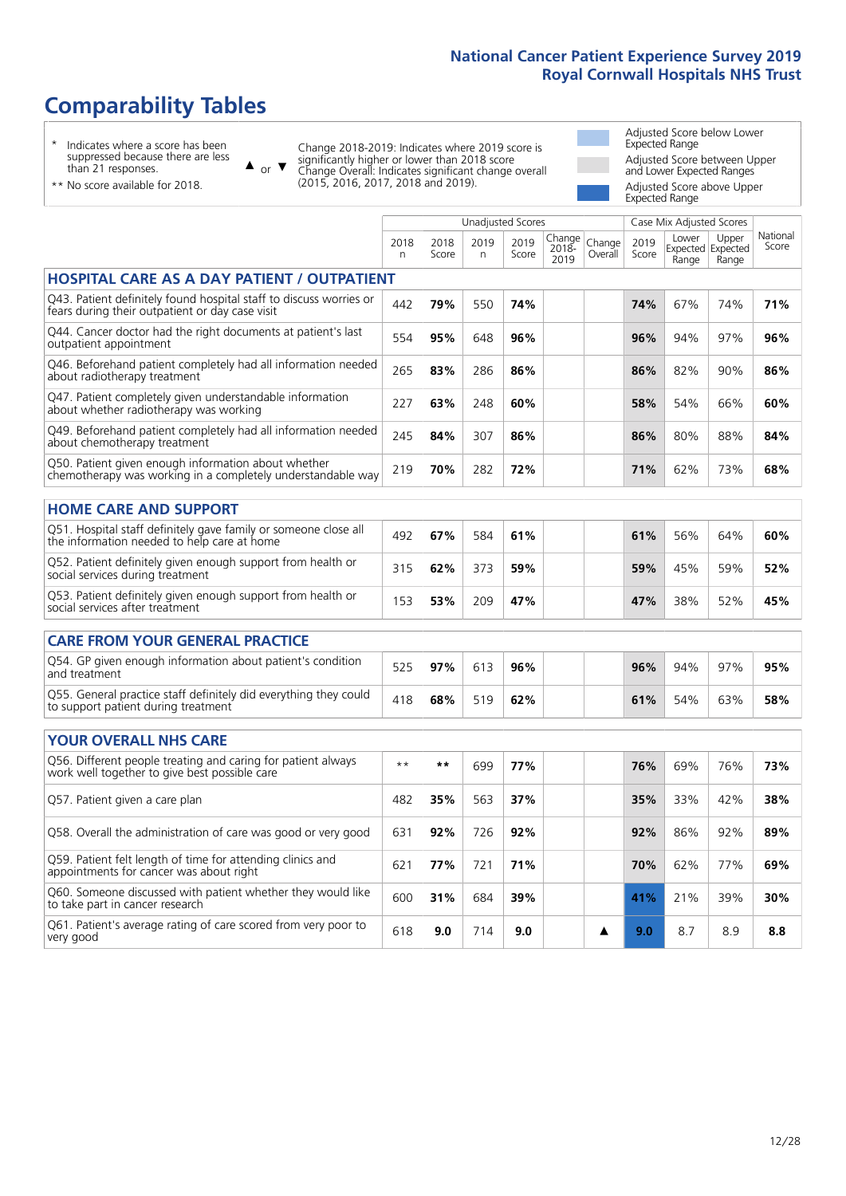# Comparability Tables

- \* Indicates where a score has been suppressed because there are less than 21 responses.
- \*\* No score available for 2018.

▲ or ▼ Change 2018-2019: Indicates where 2019 score is significantly higher or lower than 2018 score. Change Overall: Indicates significant change overall (2015, 2016, 2017, 2018 and 2019).

- Adjusted Score below Lower Expected Range
- Adjusted Score between Upper and Lower Expected Ranges
- Adjusted Score above Upper Expected Range

| | Unadjusted Scores | | | | | | Case Mix Adjusted Scores | | | |
|---|---|---|---|---|---|---|---|---|---|---|
| | 2018 n | 2018 Score | 2019 n | 2019 Score | Change 2018-2019 | Change Overall | 2019 Score | Lower Expected Range | Upper Expected Range | National Score |
| **HOSPITAL CARE AS A DAY PATIENT / OUTPATIENT** | | | | | | | | | | |
| Q43. Patient definitely found hospital staff to discuss worries or fears during their outpatient or day case visit | 442 | **79%** | 550 | **74%** | | | **74%** | 67% | 74% | **71%** |
| Q44. Cancer doctor had the right documents at patient's last outpatient appointment | 554 | **95%** | 648 | **96%** | | | **96%** | 94% | 97% | **96%** |
| Q46. Beforehand patient completely had all information needed about radiotherapy treatment | 265 | **83%** | 286 | **86%** | | | **86%** | 82% | 90% | **86%** |
| Q47. Patient completely given understandable information about whether radiotherapy was working | 227 | **63%** | 248 | **60%** | | | **58%** | 54% | 66% | **60%** |
| Q49. Beforehand patient completely had all information needed about chemotherapy treatment | 245 | **84%** | 307 | **86%** | | | **86%** | 80% | 88% | **84%** |
| Q50. Patient given enough information about whether chemotherapy was working in a completely understandable way | 219 | **70%** | 282 | **72%** | | | **71%** | 62% | 73% | **68%** |
| **HOME CARE AND SUPPORT** | | | | | | | | | | |
| Q51. Hospital staff definitely gave family or someone close all the information needed to help care at home | 492 | **67%** | 584 | **61%** | | | **61%** | 56% | 64% | **60%** |
| Q52. Patient definitely given enough support from health or social services during treatment | 315 | **62%** | 373 | **59%** | | | **59%** | 45% | 59% | **52%** |
| Q53. Patient definitely given enough support from health or social services after treatment | 153 | **53%** | 209 | **47%** | | | **47%** | 38% | 52% | **45%** |
| **CARE FROM YOUR GENERAL PRACTICE** | | | | | | | | | | |
| Q54. GP given enough information about patient's condition and treatment | 525 | **97%** | 613 | **96%** | | | **96%** | 94% | 97% | **95%** |
| Q55. General practice staff definitely did everything they could to support patient during treatment | 418 | **68%** | 519 | **62%** | | | **61%** | 54% | 63% | **58%** |
| **YOUR OVERALL NHS CARE** | | | | | | | | | | |
| Q56. Different people treating and caring for patient always work well together to give best possible care | \*\* | **\*\*** | 699 | **77%** | | | **76%** | 69% | 76% | **73%** |
| Q57. Patient given a care plan | 482 | **35%** | 563 | **37%** | | | **35%** | 33% | 42% | **38%** |
| Q58. Overall the administration of care was good or very good | 631 | **92%** | 726 | **92%** | | | **92%** | 86% | 92% | **89%** |
| Q59. Patient felt length of time for attending clinics and appointments for cancer was about right | 621 | **77%** | 721 | **71%** | | | **70%** | 62% | 77% | **69%** |
| Q60. Someone discussed with patient whether they would like to take part in cancer research | 600 | **31%** | 684 | **39%** | | | **41%** | 21% | 39% | **30%** |
| Q61. Patient's average rating of care scored from very poor to very good | 618 | **9.0** | 714 | **9.0** | | ▲ | **9.0** | 8.7 | 8.9 | **8.8** |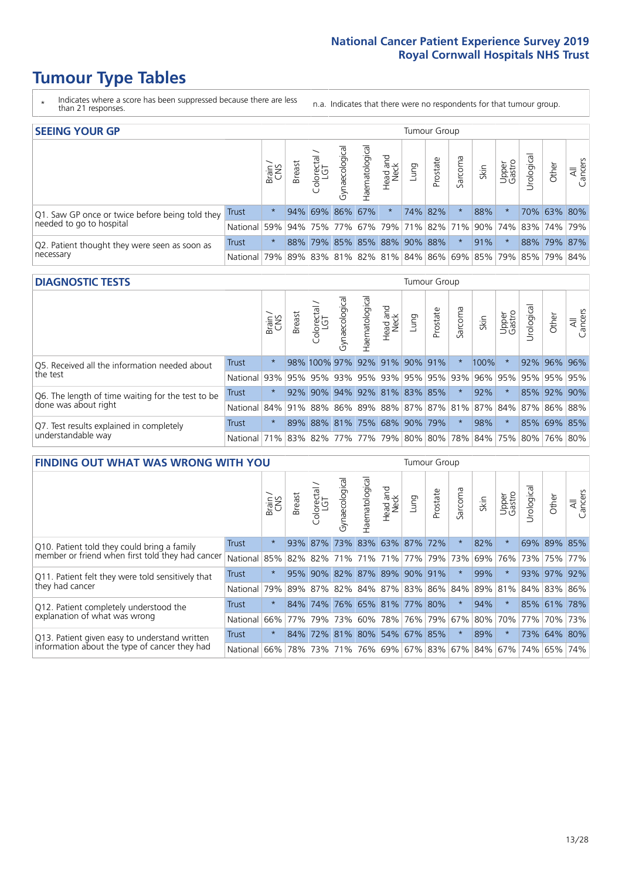# Tumour Type Tables

\* Indicates where a score has been suppressed because there are less than 21 responses.

n.a. Indicates that there were no respondents for that tumour group.

## SEEING YOUR GP

| | | Brain / CNS | Breast | Colorectal / LGT | Gynaecological | Haematological | Head and Neck | Lung | Prostate | Sarcoma | Skin | Upper Gastro | Urological | Other | All Cancers |
|---|---|---|---|---|---|---|---|---|---|---|---|---|---|---|---|
| Q1. Saw GP once or twice before being told they needed to go to hospital | Trust | * | 94% | 69% | 86% | 67% | * | 74% | 82% | * | 88% | * | 70% | 63% | 80% |
| | National | 59% | 94% | 75% | 77% | 67% | 79% | 71% | 82% | 71% | 90% | 74% | 83% | 74% | 79% |
| Q2. Patient thought they were seen as soon as necessary | Trust | * | 88% | 79% | 85% | 85% | 88% | 90% | 88% | * | 91% | * | 88% | 79% | 87% |
| | National | 79% | 89% | 83% | 81% | 82% | 81% | 84% | 86% | 69% | 85% | 79% | 85% | 79% | 84% |

## DIAGNOSTIC TESTS

| | | Brain / CNS | Breast | Colorectal / LGT | Gynaecological | Haematological | Head and Neck | Lung | Prostate | Sarcoma | Skin | Upper Gastro | Urological | Other | All Cancers |
|---|---|---|---|---|---|---|---|---|---|---|---|---|---|---|---|
| Q5. Received all the information needed about the test | Trust | * | 98% | 100% | 97% | 92% | 91% | 90% | 91% | * | 100% | * | 92% | 96% | 96% |
| | National | 93% | 95% | 95% | 93% | 95% | 93% | 95% | 95% | 93% | 96% | 95% | 95% | 95% | 95% |
| Q6. The length of time waiting for the test to be done was about right | Trust | * | 92% | 90% | 94% | 92% | 81% | 83% | 85% | * | 92% | * | 85% | 92% | 90% |
| | National | 84% | 91% | 88% | 86% | 89% | 88% | 87% | 87% | 81% | 87% | 84% | 87% | 86% | 88% |
| Q7. Test results explained in completely understandable way | Trust | * | 89% | 88% | 81% | 75% | 68% | 90% | 79% | * | 98% | * | 85% | 69% | 85% |
| | National | 71% | 83% | 82% | 77% | 77% | 79% | 80% | 80% | 78% | 84% | 75% | 80% | 76% | 80% |

## FINDING OUT WHAT WAS WRONG WITH YOU

| | | Brain / CNS | Breast | Colorectal / LGT | Gynaecological | Haematological | Head and Neck | Lung | Prostate | Sarcoma | Skin | Upper Gastro | Urological | Other | All Cancers |
|---|---|---|---|---|---|---|---|---|---|---|---|---|---|---|---|
| Q10. Patient told they could bring a family member or friend when first told they had cancer | Trust | * | 93% | 87% | 73% | 83% | 63% | 87% | 72% | * | 82% | * | 69% | 89% | 85% |
| | National | 85% | 82% | 82% | 71% | 71% | 71% | 77% | 79% | 73% | 69% | 76% | 73% | 75% | 77% |
| Q11. Patient felt they were told sensitively that they had cancer | Trust | * | 95% | 90% | 82% | 87% | 89% | 90% | 91% | * | 99% | * | 93% | 97% | 92% |
| | National | 79% | 89% | 87% | 82% | 84% | 87% | 83% | 86% | 84% | 89% | 81% | 84% | 83% | 86% |
| Q12. Patient completely understood the explanation of what was wrong | Trust | * | 84% | 74% | 76% | 65% | 81% | 77% | 80% | * | 94% | * | 85% | 61% | 78% |
| | National | 66% | 77% | 79% | 73% | 60% | 78% | 76% | 79% | 67% | 80% | 70% | 77% | 70% | 73% |
| Q13. Patient given easy to understand written information about the type of cancer they had | Trust | * | 84% | 72% | 81% | 80% | 54% | 67% | 85% | * | 89% | * | 73% | 64% | 80% |
| | National | 66% | 78% | 73% | 71% | 76% | 69% | 67% | 83% | 67% | 84% | 67% | 74% | 65% | 74% |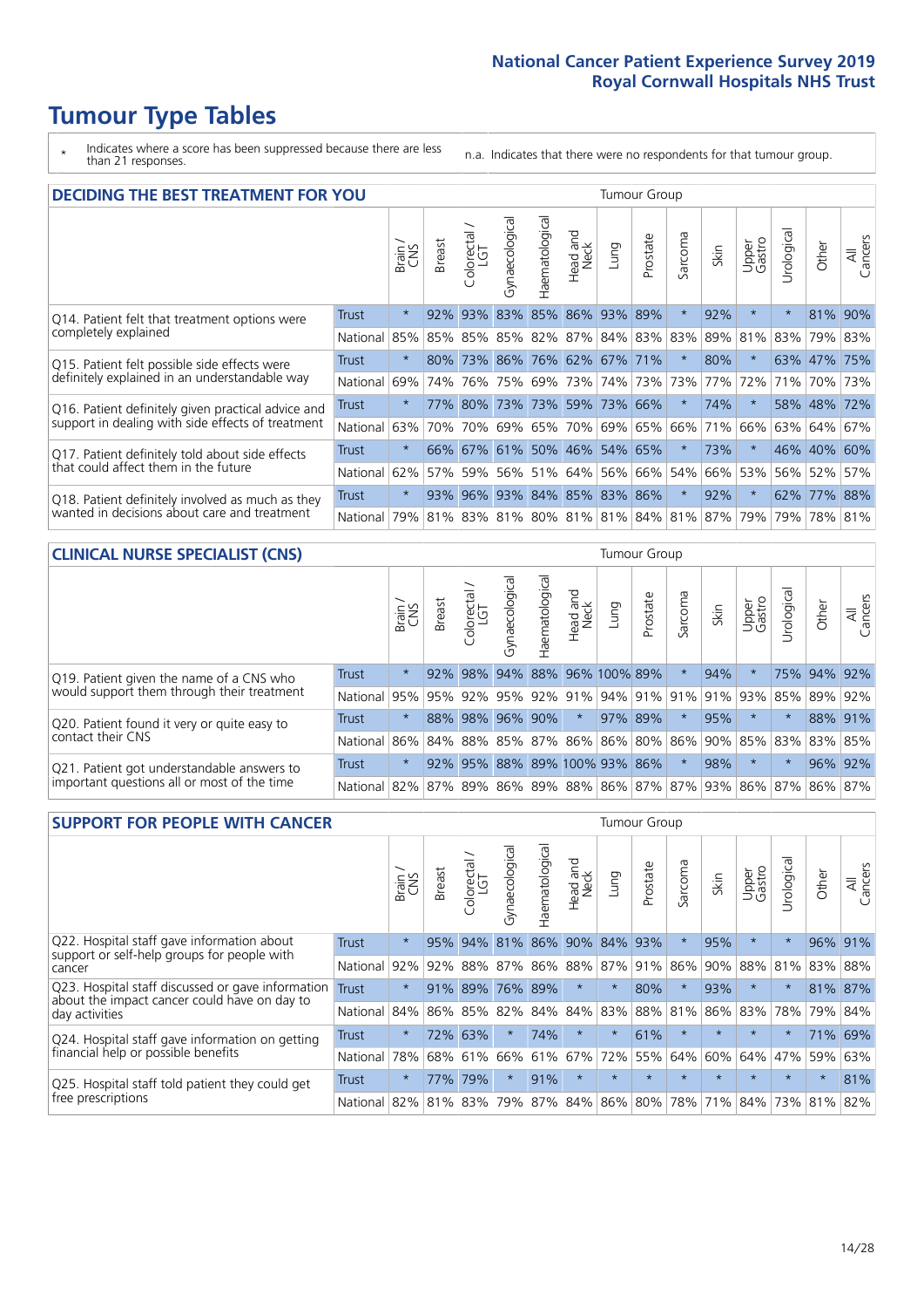# Tumour Type Tables

\* Indicates where a score has been suppressed because there are less than 21 responses.

n.a. Indicates that there were no respondents for that tumour group.

## DECIDING THE BEST TREATMENT FOR YOU

| | | Brain / CNS | Breast | Colorectal / LGT | Gynaecological | Haematological | Head and Neck | Lung | Prostate | Sarcoma | Skin | Upper Gastro | Urological | Other | All Cancers |
|---|---|---|---|---|---|---|---|---|---|---|---|---|---|---|---|
| Q14. Patient felt that treatment options were completely explained | Trust | * | 92% | 93% | 83% | 85% | 86% | 93% | 89% | * | 92% | * | * | 81% | 90% |
| | National | 85% | 85% | 85% | 85% | 82% | 87% | 84% | 83% | 83% | 89% | 81% | 83% | 79% | 83% |
| Q15. Patient felt possible side effects were definitely explained in an understandable way | Trust | * | 80% | 73% | 86% | 76% | 62% | 67% | 71% | * | 80% | * | 63% | 47% | 75% |
| | National | 69% | 74% | 76% | 75% | 69% | 73% | 74% | 73% | 73% | 77% | 72% | 71% | 70% | 73% |
| Q16. Patient definitely given practical advice and support in dealing with side effects of treatment | Trust | * | 77% | 80% | 73% | 73% | 59% | 73% | 66% | * | 74% | * | 58% | 48% | 72% |
| | National | 63% | 70% | 70% | 69% | 65% | 70% | 69% | 65% | 66% | 71% | 66% | 63% | 64% | 67% |
| Q17. Patient definitely told about side effects that could affect them in the future | Trust | * | 66% | 67% | 61% | 50% | 46% | 54% | 65% | * | 73% | * | 46% | 40% | 60% |
| | National | 62% | 57% | 59% | 56% | 51% | 64% | 56% | 66% | 54% | 66% | 53% | 56% | 52% | 57% |
| Q18. Patient definitely involved as much as they wanted in decisions about care and treatment | Trust | * | 93% | 96% | 93% | 84% | 85% | 83% | 86% | * | 92% | * | 62% | 77% | 88% |
| | National | 79% | 81% | 83% | 81% | 80% | 81% | 81% | 84% | 81% | 87% | 79% | 79% | 78% | 81% |

## CLINICAL NURSE SPECIALIST (CNS)

| | | Brain / CNS | Breast | Colorectal / LGT | Gynaecological | Haematological | Head and Neck | Lung | Prostate | Sarcoma | Skin | Upper Gastro | Urological | Other | All Cancers |
|---|---|---|---|---|---|---|---|---|---|---|---|---|---|---|---|
| Q19. Patient given the name of a CNS who would support them through their treatment | Trust | * | 92% | 98% | 94% | 88% | 96% | 100% | 89% | * | 94% | * | 75% | 94% | 92% |
| | National | 95% | 95% | 92% | 95% | 92% | 91% | 94% | 91% | 91% | 91% | 93% | 85% | 89% | 92% |
| Q20. Patient found it very or quite easy to contact their CNS | Trust | * | 88% | 98% | 96% | 90% | * | 97% | 89% | * | 95% | * | * | 88% | 91% |
| | National | 86% | 84% | 88% | 85% | 87% | 86% | 86% | 80% | 86% | 90% | 85% | 83% | 83% | 85% |
| Q21. Patient got understandable answers to important questions all or most of the time | Trust | * | 92% | 95% | 88% | 89% | 100% | 93% | 86% | * | 98% | * | * | 96% | 92% |
| | National | 82% | 87% | 89% | 86% | 89% | 88% | 86% | 87% | 87% | 93% | 86% | 87% | 86% | 87% |

## SUPPORT FOR PEOPLE WITH CANCER

| | | Brain / CNS | Breast | Colorectal / LGT | Gynaecological | Haematological | Head and Neck | Lung | Prostate | Sarcoma | Skin | Upper Gastro | Urological | Other | All Cancers |
|---|---|---|---|---|---|---|---|---|---|---|---|---|---|---|---|
| Q22. Hospital staff gave information about support or self-help groups for people with cancer | Trust | * | 95% | 94% | 81% | 86% | 90% | 84% | 93% | * | 95% | * | * | 96% | 91% |
| | National | 92% | 92% | 88% | 87% | 86% | 88% | 87% | 91% | 86% | 90% | 88% | 81% | 83% | 88% |
| Q23. Hospital staff discussed or gave information about the impact cancer could have on day to day activities | Trust | * | 91% | 89% | 76% | 89% | * | * | 80% | * | 93% | * | * | 81% | 87% |
| | National | 84% | 86% | 85% | 82% | 84% | 84% | 83% | 88% | 81% | 86% | 83% | 78% | 79% | 84% |
| Q24. Hospital staff gave information on getting financial help or possible benefits | Trust | * | 72% | 63% | * | 74% | * | * | 61% | * | * | * | * | 71% | 69% |
| | National | 78% | 68% | 61% | 66% | 61% | 67% | 72% | 55% | 64% | 60% | 64% | 47% | 59% | 63% |
| Q25. Hospital staff told patient they could get free prescriptions | Trust | * | 77% | 79% | * | 91% | * | * | * | * | * | * | * | * | 81% |
| | National | 82% | 81% | 83% | 79% | 87% | 84% | 86% | 80% | 78% | 71% | 84% | 73% | 81% | 82% |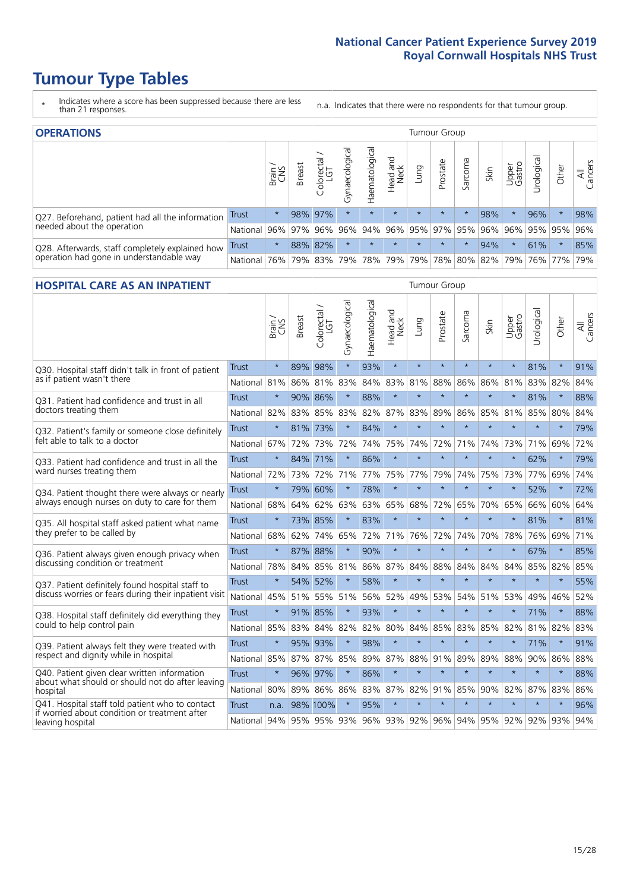# Tumour Type Tables

\* Indicates where a score has been suppressed because there are less than 21 responses.

n.a. Indicates that there were no respondents for that tumour group.

## OPERATIONS

| | | Brain / CNS | Breast | Colorectal / LGT | Gynaecological | Haematological | Head and Neck | Lung | Prostate | Sarcoma | Skin | Upper Gastro | Urological | Other | All Cancers |
|---|---|---|---|---|---|---|---|---|---|---|---|---|---|---|---|
| Q27. Beforehand, patient had all the information needed about the operation | Trust | * | 98% | 97% | * | * | * | * | * | * | 98% | * | 96% | * | 98% |
| | National | 96% | 97% | 96% | 96% | 94% | 96% | 95% | 97% | 95% | 96% | 96% | 95% | 95% | 96% |
| Q28. Afterwards, staff completely explained how operation had gone in understandable way | Trust | * | 88% | 82% | * | * | * | * | * | * | 94% | * | 61% | * | 85% |
| | National | 76% | 79% | 83% | 79% | 78% | 79% | 79% | 78% | 80% | 82% | 79% | 76% | 77% | 79% |

## HOSPITAL CARE AS AN INPATIENT

| | | Brain / CNS | Breast | Colorectal / LGT | Gynaecological | Haematological | Head and Neck | Lung | Prostate | Sarcoma | Skin | Upper Gastro | Urological | Other | All Cancers |
|---|---|---|---|---|---|---|---|---|---|---|---|---|---|---|---|
| Q30. Hospital staff didn't talk in front of patient as if patient wasn't there | Trust | * | 89% | 98% | * | 93% | * | * | * | * | * | * | 81% | * | 91% |
| | National | 81% | 86% | 81% | 83% | 84% | 83% | 81% | 88% | 86% | 86% | 81% | 83% | 82% | 84% |
| Q31. Patient had confidence and trust in all doctors treating them | Trust | * | 90% | 86% | * | 88% | * | * | * | * | * | * | 81% | * | 88% |
| | National | 82% | 83% | 85% | 83% | 82% | 87% | 83% | 89% | 86% | 85% | 81% | 85% | 80% | 84% |
| Q32. Patient's family or someone close definitely felt able to talk to a doctor | Trust | * | 81% | 73% | * | 84% | * | * | * | * | * | * | * | * | 79% |
| | National | 67% | 72% | 73% | 72% | 74% | 75% | 74% | 72% | 71% | 74% | 73% | 71% | 69% | 72% |
| Q33. Patient had confidence and trust in all the ward nurses treating them | Trust | * | 84% | 71% | * | 86% | * | * | * | * | * | * | 62% | * | 79% |
| | National | 72% | 73% | 72% | 71% | 77% | 75% | 77% | 79% | 74% | 75% | 73% | 77% | 69% | 74% |
| Q34. Patient thought there were always or nearly always enough nurses on duty to care for them | Trust | * | 79% | 60% | * | 78% | * | * | * | * | * | * | 52% | * | 72% |
| | National | 68% | 64% | 62% | 63% | 63% | 65% | 68% | 72% | 65% | 70% | 65% | 66% | 60% | 64% |
| Q35. All hospital staff asked patient what name they prefer to be called by | Trust | * | 73% | 85% | * | 83% | * | * | * | * | * | * | 81% | * | 81% |
| | National | 68% | 62% | 74% | 65% | 72% | 71% | 76% | 72% | 74% | 70% | 78% | 76% | 69% | 71% |
| Q36. Patient always given enough privacy when discussing condition or treatment | Trust | * | 87% | 88% | * | 90% | * | * | * | * | * | * | 67% | * | 85% |
| | National | 78% | 84% | 85% | 81% | 86% | 87% | 84% | 88% | 84% | 84% | 84% | 85% | 82% | 85% |
| Q37. Patient definitely found hospital staff to discuss worries or fears during their inpatient visit | Trust | * | 54% | 52% | * | 58% | * | * | * | * | * | * | * | * | 55% |
| | National | 45% | 51% | 55% | 51% | 56% | 52% | 49% | 53% | 54% | 51% | 53% | 49% | 46% | 52% |
| Q38. Hospital staff definitely did everything they could to help control pain | Trust | * | 91% | 85% | * | 93% | * | * | * | * | * | * | 71% | * | 88% |
| | National | 85% | 83% | 84% | 82% | 82% | 80% | 84% | 85% | 83% | 85% | 82% | 81% | 82% | 83% |
| Q39. Patient always felt they were treated with respect and dignity while in hospital | Trust | * | 95% | 93% | * | 98% | * | * | * | * | * | * | 71% | * | 91% |
| | National | 85% | 87% | 87% | 85% | 89% | 87% | 88% | 91% | 89% | 89% | 88% | 90% | 86% | 88% |
| Q40. Patient given clear written information about what should or should not do after leaving hospital | Trust | * | 96% | 97% | * | 86% | * | * | * | * | * | * | * | * | 88% |
| | National | 80% | 89% | 86% | 86% | 83% | 87% | 82% | 91% | 85% | 90% | 82% | 87% | 83% | 86% |
| Q41. Hospital staff told patient who to contact if worried about condition or treatment after leaving hospital | Trust | n.a. | 98% | 100% | * | 95% | * | * | * | * | * | * | * | * | 96% |
| | National | 94% | 95% | 95% | 93% | 96% | 93% | 92% | 96% | 94% | 95% | 92% | 92% | 93% | 94% |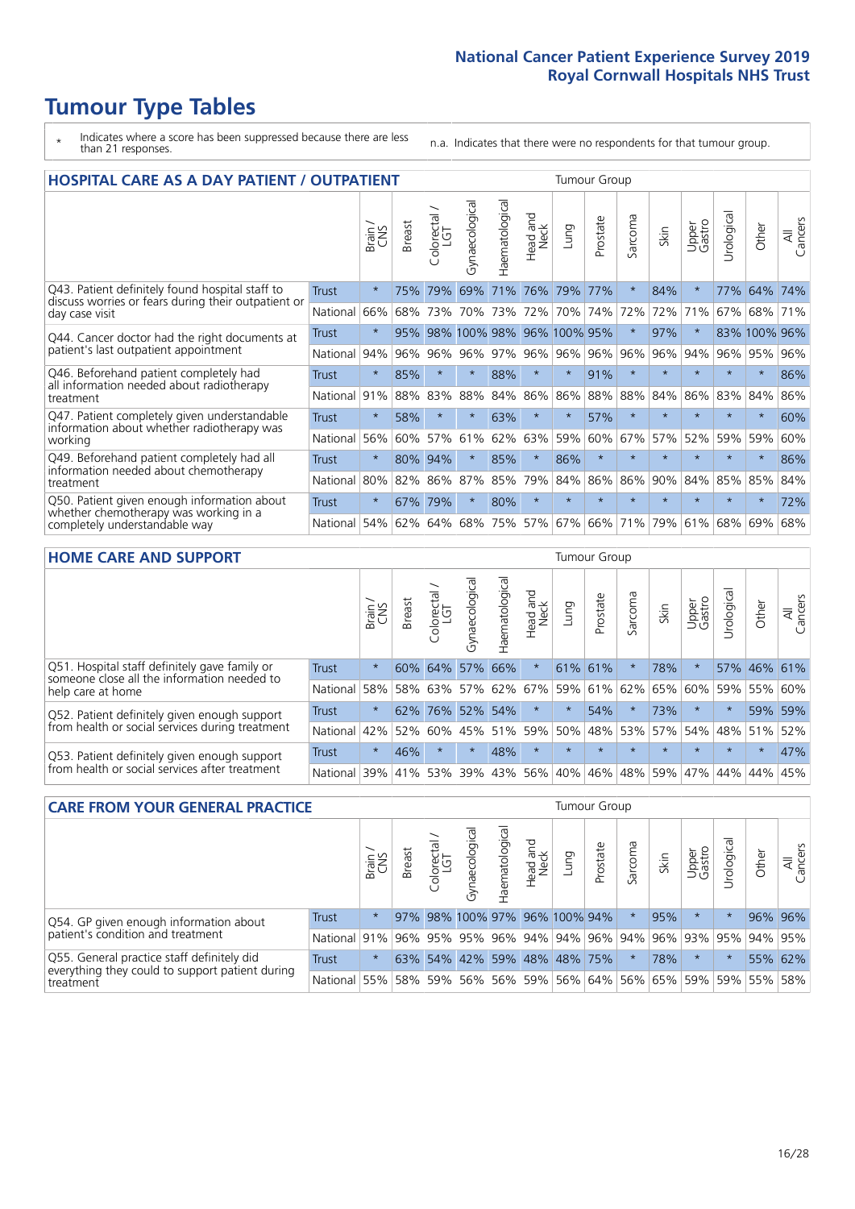# Tumour Type Tables

\* Indicates where a score has been suppressed because there are less than 21 responses.

n.a. Indicates that there were no respondents for that tumour group.

## HOSPITAL CARE AS A DAY PATIENT / OUTPATIENT

| | | Brain / CNS | Breast | Colorectal / LGT | Gynaecological | Haematological | Head and Neck | Lung | Prostate | Sarcoma | Skin | Upper Gastro | Urological | Other | All Cancers |
|---|---|---|---|---|---|---|---|---|---|---|---|---|---|---|---|
| Q43. Patient definitely found hospital staff to discuss worries or fears during their outpatient or day case visit | Trust | * | 75% | 79% | 69% | 71% | 76% | 79% | 77% | * | 84% | * | 77% | 64% | 74% |
| | National | 66% | 68% | 73% | 70% | 73% | 72% | 70% | 74% | 72% | 72% | 71% | 67% | 68% | 71% |
| Q44. Cancer doctor had the right documents at patient's last outpatient appointment | Trust | * | 95% | 98% | 100% | 98% | 96% | 100% | 95% | * | 97% | * | 83% | 100% | 96% |
| | National | 94% | 96% | 96% | 96% | 97% | 96% | 96% | 96% | 96% | 96% | 94% | 96% | 95% | 96% |
| Q46. Beforehand patient completely had all information needed about radiotherapy treatment | Trust | * | 85% | * | * | 88% | * | * | 91% | * | * | * | * | * | 86% |
| | National | 91% | 88% | 83% | 88% | 84% | 86% | 86% | 88% | 88% | 84% | 86% | 83% | 84% | 86% |
| Q47. Patient completely given understandable information about whether radiotherapy was working | Trust | * | 58% | * | * | 63% | * | * | 57% | * | * | * | * | * | 60% |
| | National | 56% | 60% | 57% | 61% | 62% | 63% | 59% | 60% | 67% | 57% | 52% | 59% | 59% | 60% |
| Q49. Beforehand patient completely had all information needed about chemotherapy treatment | Trust | * | 80% | 94% | * | 85% | * | 86% | * | * | * | * | * | * | 86% |
| | National | 80% | 82% | 86% | 87% | 85% | 79% | 84% | 86% | 86% | 90% | 84% | 85% | 85% | 84% |
| Q50. Patient given enough information about whether chemotherapy was working in a completely understandable way | Trust | * | 67% | 79% | * | 80% | * | * | * | * | * | * | * | * | 72% |
| | National | 54% | 62% | 64% | 68% | 75% | 57% | 67% | 66% | 71% | 79% | 61% | 68% | 69% | 68% |

## HOME CARE AND SUPPORT

| | | Brain / CNS | Breast | Colorectal / LGT | Gynaecological | Haematological | Head and Neck | Lung | Prostate | Sarcoma | Skin | Upper Gastro | Urological | Other | All Cancers |
|---|---|---|---|---|---|---|---|---|---|---|---|---|---|---|---|
| Q51. Hospital staff definitely gave family or someone close all the information needed to help care at home | Trust | * | 60% | 64% | 57% | 66% | * | 61% | 61% | * | 78% | * | 57% | 46% | 61% |
| | National | 58% | 58% | 63% | 57% | 62% | 67% | 59% | 61% | 62% | 65% | 60% | 59% | 55% | 60% |
| Q52. Patient definitely given enough support from health or social services during treatment | Trust | * | 62% | 76% | 52% | 54% | * | * | 54% | * | 73% | * | * | 59% | 59% |
| | National | 42% | 52% | 60% | 45% | 51% | 59% | 50% | 48% | 53% | 57% | 54% | 48% | 51% | 52% |
| Q53. Patient definitely given enough support from health or social services after treatment | Trust | * | 46% | * | * | 48% | * | * | * | * | * | * | * | * | 47% |
| | National | 39% | 41% | 53% | 39% | 43% | 56% | 40% | 46% | 48% | 59% | 47% | 44% | 44% | 45% |

## CARE FROM YOUR GENERAL PRACTICE

| | | Brain / CNS | Breast | Colorectal / LGT | Gynaecological | Haematological | Head and Neck | Lung | Prostate | Sarcoma | Skin | Upper Gastro | Urological | Other | All Cancers |
|---|---|---|---|---|---|---|---|---|---|---|---|---|---|---|---|
| Q54. GP given enough information about patient's condition and treatment | Trust | * | 97% | 98% | 100% | 97% | 96% | 100% | 94% | * | 95% | * | * | 96% | 96% |
| | National | 91% | 96% | 95% | 95% | 96% | 94% | 94% | 96% | 94% | 96% | 93% | 95% | 94% | 95% |
| Q55. General practice staff definitely did everything they could to support patient during treatment | Trust | * | 63% | 54% | 42% | 59% | 48% | 48% | 75% | * | 78% | * | * | 55% | 62% |
| | National | 55% | 58% | 59% | 56% | 56% | 59% | 56% | 64% | 56% | 65% | 59% | 59% | 55% | 58% |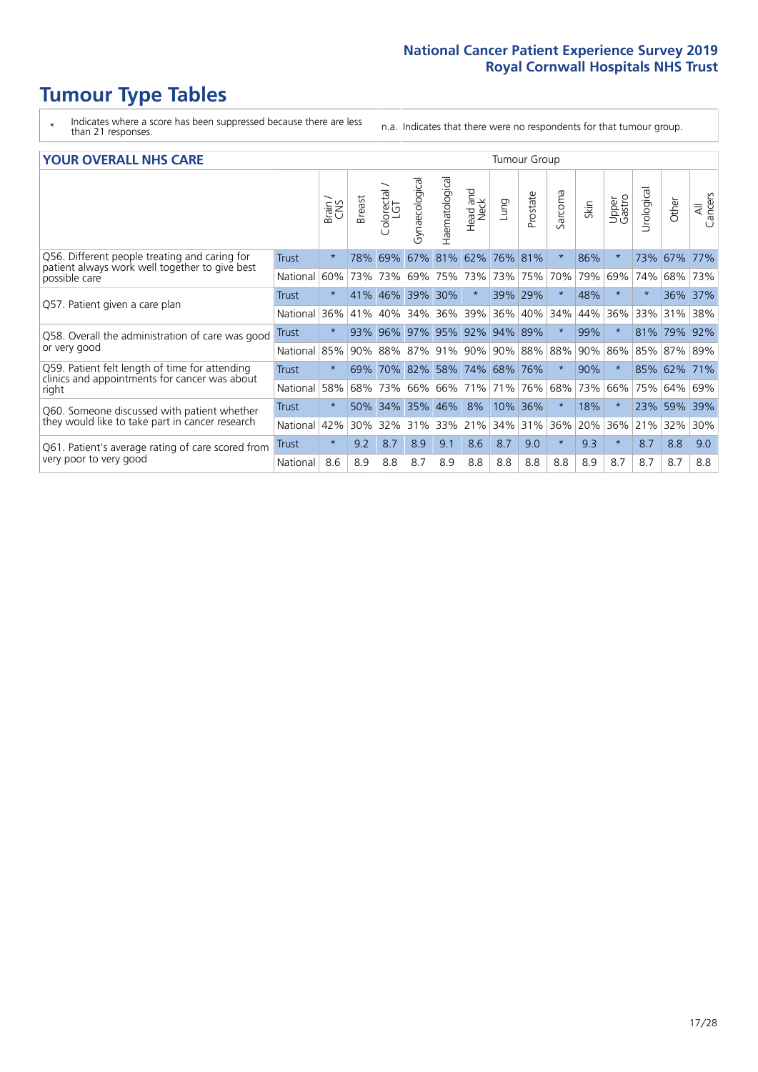# Tumour Type Tables

\* Indicates where a score has been suppressed because there are less than 21 responses.

n.a. Indicates that there were no respondents for that tumour group.

## YOUR OVERALL NHS CARE

| | | Brain / CNS | Breast | Colorectal / LGT | Gynaecological | Haematological | Head and Neck | Lung | Prostate | Sarcoma | Skin | Upper Gastro | Urological | Other | All Cancers |
|---|---|---|---|---|---|---|---|---|---|---|---|---|---|---|---|
| Q56. Different people treating and caring for patient always work well together to give best possible care | Trust | * | 78% | 69% | 67% | 81% | 62% | 76% | 81% | * | 86% | * | 73% | 67% | 77% |
| | National | 60% | 73% | 73% | 69% | 75% | 73% | 73% | 75% | 70% | 79% | 69% | 74% | 68% | 73% |
| Q57. Patient given a care plan | Trust | * | 41% | 46% | 39% | 30% | * | 39% | 29% | * | 48% | * | * | 36% | 37% |
| | National | 36% | 41% | 40% | 34% | 36% | 39% | 36% | 40% | 34% | 44% | 36% | 33% | 31% | 38% |
| Q58. Overall the administration of care was good or very good | Trust | * | 93% | 96% | 97% | 95% | 92% | 94% | 89% | * | 99% | * | 81% | 79% | 92% |
| | National | 85% | 90% | 88% | 87% | 91% | 90% | 90% | 88% | 88% | 90% | 86% | 85% | 87% | 89% |
| Q59. Patient felt length of time for attending clinics and appointments for cancer was about right | Trust | * | 69% | 70% | 82% | 58% | 74% | 68% | 76% | * | 90% | * | 85% | 62% | 71% |
| | National | 58% | 68% | 73% | 66% | 66% | 71% | 71% | 76% | 68% | 73% | 66% | 75% | 64% | 69% |
| Q60. Someone discussed with patient whether they would like to take part in cancer research | Trust | * | 50% | 34% | 35% | 46% | 8% | 10% | 36% | * | 18% | * | 23% | 59% | 39% |
| | National | 42% | 30% | 32% | 31% | 33% | 21% | 34% | 31% | 36% | 20% | 36% | 21% | 32% | 30% |
| Q61. Patient's average rating of care scored from very poor to very good | Trust | * | 9.2 | 8.7 | 8.9 | 9.1 | 8.6 | 8.7 | 9.0 | * | 9.3 | * | 8.7 | 8.8 | 9.0 |
| | National | 8.6 | 8.9 | 8.8 | 8.7 | 8.9 | 8.8 | 8.8 | 8.8 | 8.8 | 8.9 | 8.7 | 8.7 | 8.7 | 8.8 |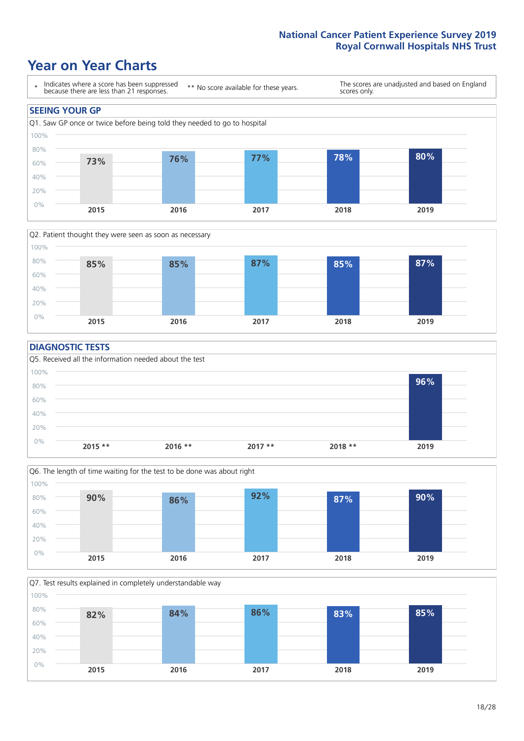# Year on Year Charts

\* Indicates where a score has been suppressed because there are less than 21 responses.

** No score available for these years.

The scores are unadjusted and based on England scores only.

## SEEING YOUR GP

Q1. Saw GP once or twice before being told they needed to go to hospital

| 2015 | 2016 | 2017 | 2018 | 2019 |
|---|---|---|---|---|
| 73% | 76% | 77% | 78% | 80% |

Q2. Patient thought they were seen as soon as necessary

| 2015 | 2016 | 2017 | 2018 | 2019 |
|---|---|---|---|---|
| 85% | 85% | 87% | 85% | 87% |

## DIAGNOSTIC TESTS

Q5. Received all the information needed about the test

| 2015 ** | 2016 ** | 2017 ** | 2018 ** | 2019 |
|---|---|---|---|---|
| | | | | 96% |

Q6. The length of time waiting for the test to be done was about right

| 2015 | 2016 | 2017 | 2018 | 2019 |
|---|---|---|---|---|
| 90% | 86% | 92% | 87% | 90% |

Q7. Test results explained in completely understandable way

| 2015 | 2016 | 2017 | 2018 | 2019 |
|---|---|---|---|---|
| 82% | 84% | 86% | 83% | 85% |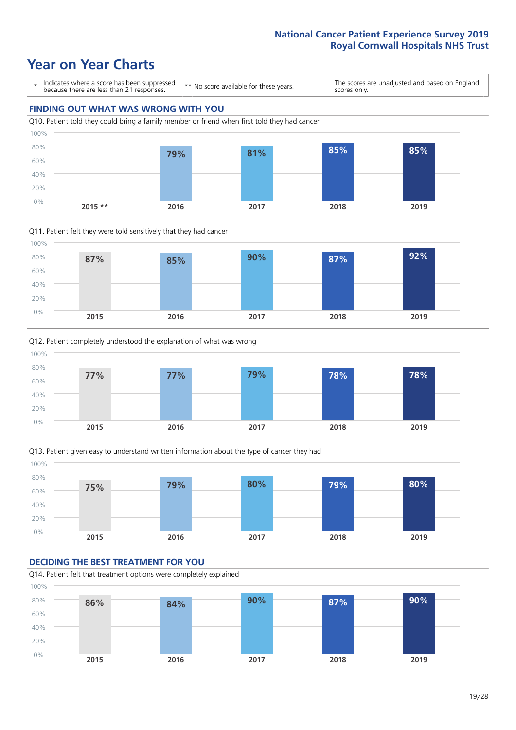# Year on Year Charts

\* Indicates where a score has been suppressed because there are less than 21 responses.

** No score available for these years.

The scores are unadjusted and based on England scores only.

## FINDING OUT WHAT WAS WRONG WITH YOU

Q10. Patient told they could bring a family member or friend when first told they had cancer

| 2015 ** | 2016 | 2017 | 2018 | 2019 |
|---|---|---|---|---|
| | 79% | 81% | 85% | 85% |

Q11. Patient felt they were told sensitively that they had cancer

| 2015 | 2016 | 2017 | 2018 | 2019 |
|---|---|---|---|---|
| 87% | 85% | 90% | 87% | 92% |

Q12. Patient completely understood the explanation of what was wrong

| 2015 | 2016 | 2017 | 2018 | 2019 |
|---|---|---|---|---|
| 77% | 77% | 79% | 78% | 78% |

Q13. Patient given easy to understand written information about the type of cancer they had

| 2015 | 2016 | 2017 | 2018 | 2019 |
|---|---|---|---|---|
| 75% | 79% | 80% | 79% | 80% |

## DECIDING THE BEST TREATMENT FOR YOU

Q14. Patient felt that treatment options were completely explained

| 2015 | 2016 | 2017 | 2018 | 2019 |
|---|---|---|---|---|
| 86% | 84% | 90% | 87% | 90% |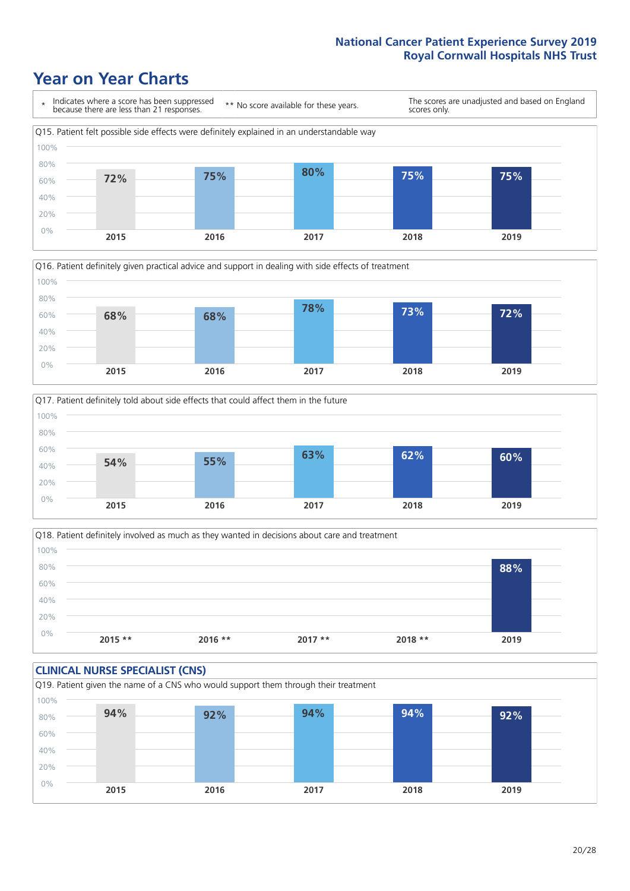# Year on Year Charts

\* Indicates where a score has been suppressed because there are less than 21 responses.

** No score available for these years.

The scores are unadjusted and based on England scores only.

Q15. Patient felt possible side effects were definitely explained in an understandable way

| 2015 | 2016 | 2017 | 2018 | 2019 |
|---|---|---|---|---|
| 72% | 75% | 80% | 75% | 75% |

Q16. Patient definitely given practical advice and support in dealing with side effects of treatment

| 2015 | 2016 | 2017 | 2018 | 2019 |
|---|---|---|---|---|
| 68% | 68% | 78% | 73% | 72% |

Q17. Patient definitely told about side effects that could affect them in the future

| 2015 | 2016 | 2017 | 2018 | 2019 |
|---|---|---|---|---|
| 54% | 55% | 63% | 62% | 60% |

Q18. Patient definitely involved as much as they wanted in decisions about care and treatment

| 2015 ** | 2016 ** | 2017 ** | 2018 ** | 2019 |
|---|---|---|---|---|
| | | | | 88% |

## CLINICAL NURSE SPECIALIST (CNS)

Q19. Patient given the name of a CNS who would support them through their treatment

| 2015 | 2016 | 2017 | 2018 | 2019 |
|---|---|---|---|---|
| 94% | 92% | 94% | 94% | 92% |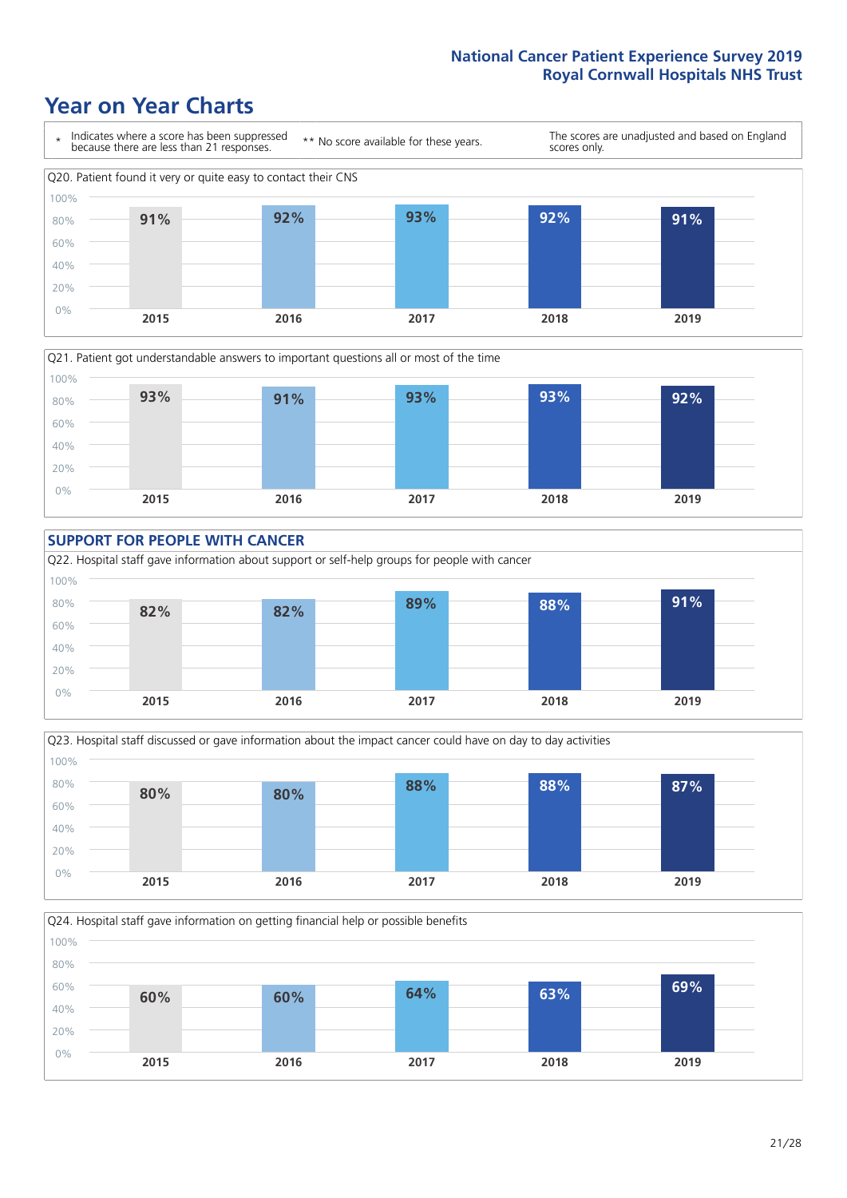# Year on Year Charts

\* Indicates where a score has been suppressed because there are less than 21 responses.

** No score available for these years.

The scores are unadjusted and based on England scores only.

Q20. Patient found it very or quite easy to contact their CNS

| 2015 | 2016 | 2017 | 2018 | 2019 |
|---|---|---|---|---|
| 91% | 92% | 93% | 92% | 91% |

Q21. Patient got understandable answers to important questions all or most of the time

| 2015 | 2016 | 2017 | 2018 | 2019 |
|---|---|---|---|---|
| 93% | 91% | 93% | 93% | 92% |

## SUPPORT FOR PEOPLE WITH CANCER

Q22. Hospital staff gave information about support or self-help groups for people with cancer

| 2015 | 2016 | 2017 | 2018 | 2019 |
|---|---|---|---|---|
| 82% | 82% | 89% | 88% | 91% |

Q23. Hospital staff discussed or gave information about the impact cancer could have on day to day activities

| 2015 | 2016 | 2017 | 2018 | 2019 |
|---|---|---|---|---|
| 80% | 80% | 88% | 88% | 87% |

Q24. Hospital staff gave information on getting financial help or possible benefits

| 2015 | 2016 | 2017 | 2018 | 2019 |
|---|---|---|---|---|
| 60% | 60% | 64% | 63% | 69% |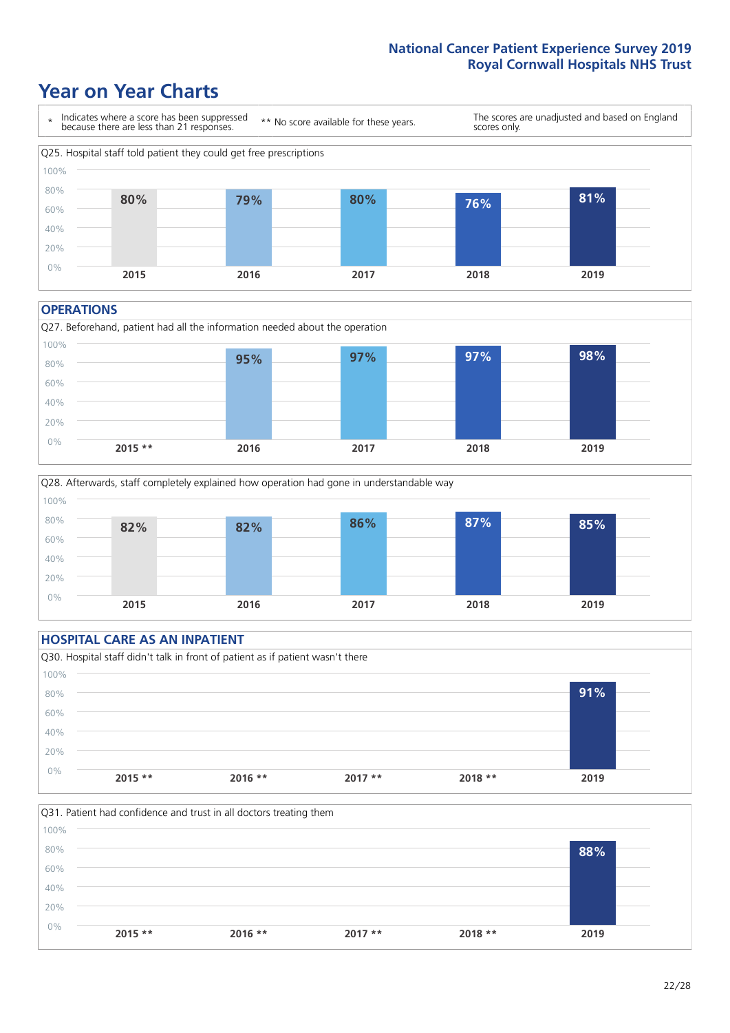# Year on Year Charts

\* Indicates where a score has been suppressed because there are less than 21 responses.

\*\* No score available for these years.

The scores are unadjusted and based on England scores only.

Q25. Hospital staff told patient they could get free prescriptions

| 2015 | 2016 | 2017 | 2018 | 2019 |
|---|---|---|---|---|
| 80% | 79% | 80% | 76% | 81% |

## OPERATIONS

Q27. Beforehand, patient had all the information needed about the operation

| 2015 ** | 2016 | 2017 | 2018 | 2019 |
|---|---|---|---|---|
| | 95% | 97% | 97% | 98% |

Q28. Afterwards, staff completely explained how operation had gone in understandable way

| 2015 | 2016 | 2017 | 2018 | 2019 |
|---|---|---|---|---|
| 82% | 82% | 86% | 87% | 85% |

## HOSPITAL CARE AS AN INPATIENT

Q30. Hospital staff didn't talk in front of patient as if patient wasn't there

| 2015 ** | 2016 ** | 2017 ** | 2018 ** | 2019 |
|---|---|---|---|---|
| | | | | 91% |

Q31. Patient had confidence and trust in all doctors treating them

| 2015 ** | 2016 ** | 2017 ** | 2018 ** | 2019 |
|---|---|---|---|---|
| | | | | 88% |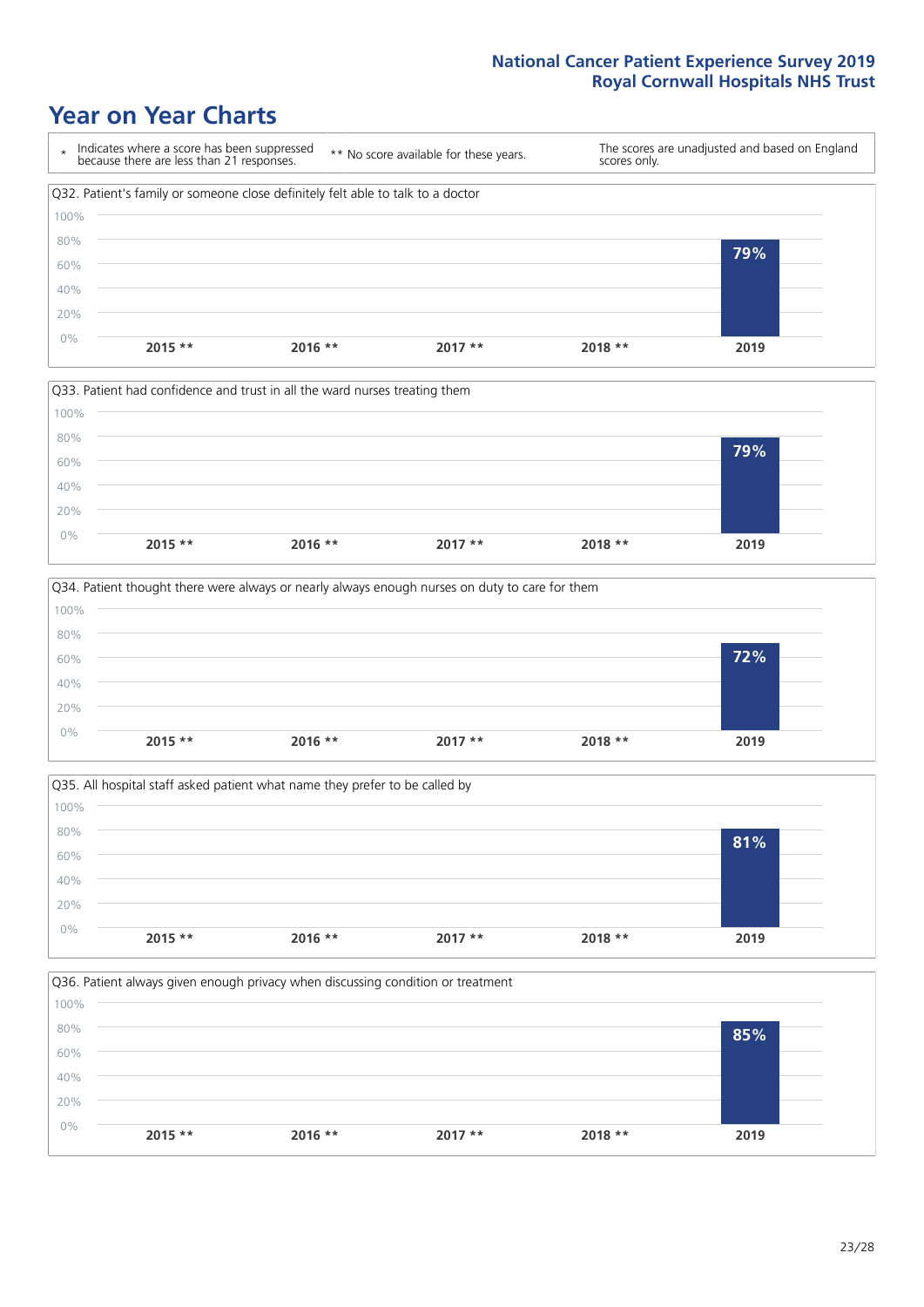## Year on Year Charts

| * Indicates where a score has been suppressed because there are less than 21 responses. | ** No score available for these years. | The scores are unadjusted and based on England scores only. |
|---|---|---|

Q32. Patient's family or someone close definitely felt able to talk to a doctor

| 2015 ** | 2016 ** | 2017 ** | 2018 ** | 2019 |
|---|---|---|---|---|
| | | | | 79% |

Q33. Patient had confidence and trust in all the ward nurses treating them

| 2015 ** | 2016 ** | 2017 ** | 2018 ** | 2019 |
|---|---|---|---|---|
| | | | | 79% |

Q34. Patient thought there were always or nearly always enough nurses on duty to care for them

| 2015 ** | 2016 ** | 2017 ** | 2018 ** | 2019 |
|---|---|---|---|---|
| | | | | 72% |

Q35. All hospital staff asked patient what name they prefer to be called by

| 2015 ** | 2016 ** | 2017 ** | 2018 ** | 2019 |
|---|---|---|---|---|
| | | | | 81% |

Q36. Patient always given enough privacy when discussing condition or treatment

| 2015 ** | 2016 ** | 2017 ** | 2018 ** | 2019 |
|---|---|---|---|---|
| | | | | 85% |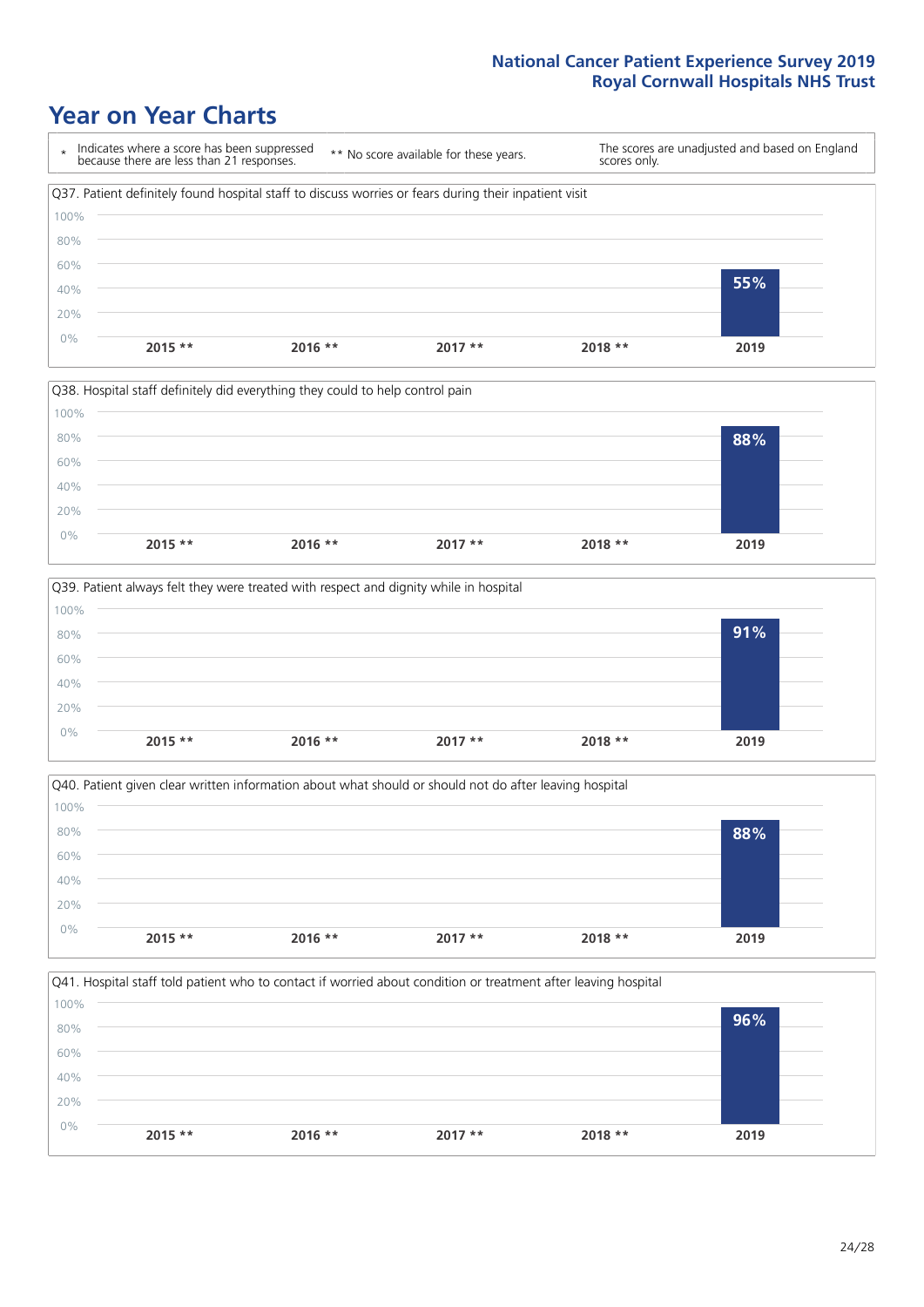# Year on Year Charts

\* Indicates where a score has been suppressed because there are less than 21 responses.

** No score available for these years.

The scores are unadjusted and based on England scores only.

Q37. Patient definitely found hospital staff to discuss worries or fears during their inpatient visit

| 2015 ** | 2016 ** | 2017 ** | 2018 ** | 2019 |
|---|---|---|---|---|
| | | | | 55% |

Q38. Hospital staff definitely did everything they could to help control pain

| 2015 ** | 2016 ** | 2017 ** | 2018 ** | 2019 |
|---|---|---|---|---|
| | | | | 88% |

Q39. Patient always felt they were treated with respect and dignity while in hospital

| 2015 ** | 2016 ** | 2017 ** | 2018 ** | 2019 |
|---|---|---|---|---|
| | | | | 91% |

Q40. Patient given clear written information about what should or should not do after leaving hospital

| 2015 ** | 2016 ** | 2017 ** | 2018 ** | 2019 |
|---|---|---|---|---|
| | | | | 88% |

Q41. Hospital staff told patient who to contact if worried about condition or treatment after leaving hospital

| 2015 ** | 2016 ** | 2017 ** | 2018 ** | 2019 |
|---|---|---|---|---|
| | | | | 96% |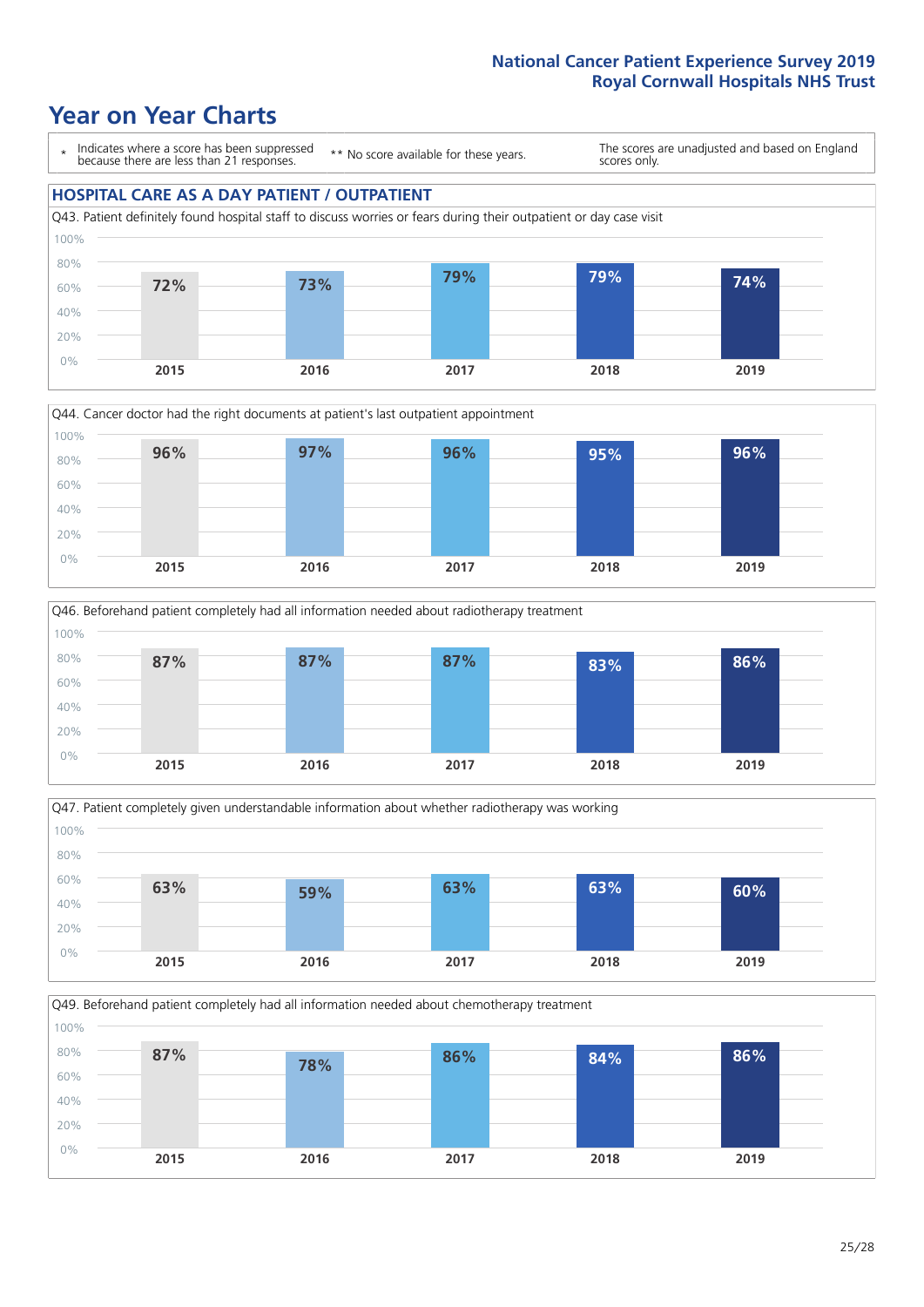# Year on Year Charts

\* Indicates where a score has been suppressed because there are less than 21 responses. ** No score available for these years. The scores are unadjusted and based on England scores only.

## HOSPITAL CARE AS A DAY PATIENT / OUTPATIENT

Q43. Patient definitely found hospital staff to discuss worries or fears during their outpatient or day case visit

| 2015 | 2016 | 2017 | 2018 | 2019 |
|---|---|---|---|---|
| 72% | 73% | 79% | 79% | 74% |

Q44. Cancer doctor had the right documents at patient's last outpatient appointment

| 2015 | 2016 | 2017 | 2018 | 2019 |
|---|---|---|---|---|
| 96% | 97% | 96% | 95% | 96% |

Q46. Beforehand patient completely had all information needed about radiotherapy treatment

| 2015 | 2016 | 2017 | 2018 | 2019 |
|---|---|---|---|---|
| 87% | 87% | 87% | 83% | 86% |

Q47. Patient completely given understandable information about whether radiotherapy was working

| 2015 | 2016 | 2017 | 2018 | 2019 |
|---|---|---|---|---|
| 63% | 59% | 63% | 63% | 60% |

Q49. Beforehand patient completely had all information needed about chemotherapy treatment

| 2015 | 2016 | 2017 | 2018 | 2019 |
|---|---|---|---|---|
| 87% | 78% | 86% | 84% | 86% |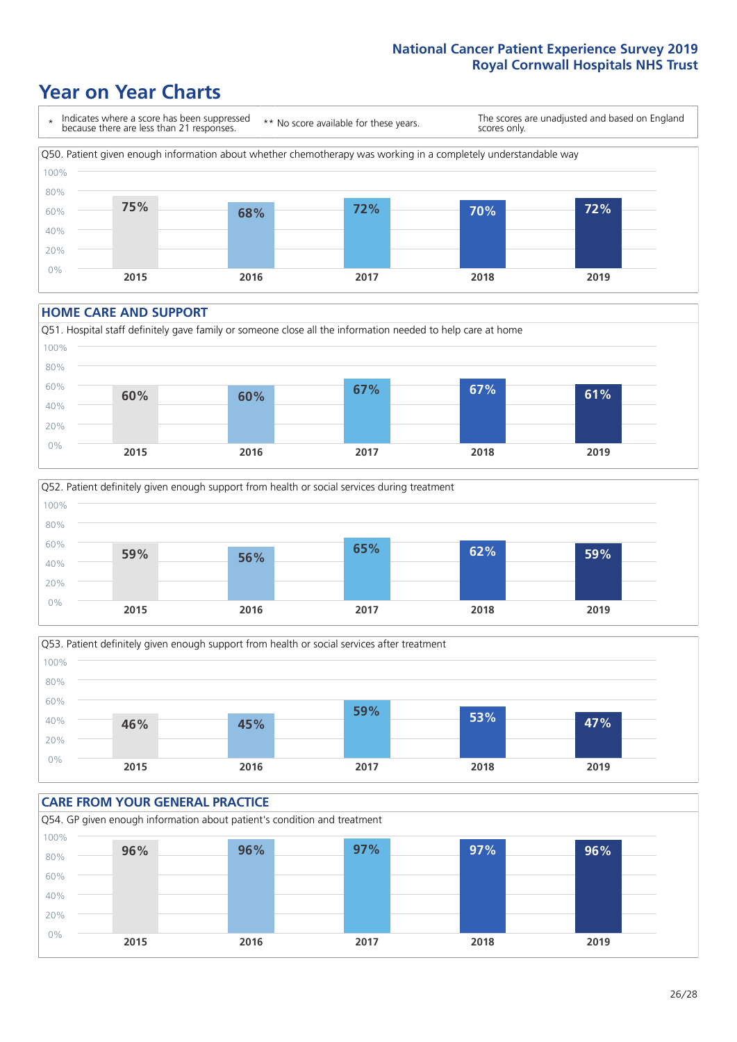# Year on Year Charts

\* Indicates where a score has been suppressed because there are less than 21 responses.

** No score available for these years.

The scores are unadjusted and based on England scores only.

Q50. Patient given enough information about whether chemotherapy was working in a completely understandable way

| 2015 | 2016 | 2017 | 2018 | 2019 |
|---|---|---|---|---|
| 75% | 68% | 72% | 70% | 72% |

## HOME CARE AND SUPPORT

Q51. Hospital staff definitely gave family or someone close all the information needed to help care at home

| 2015 | 2016 | 2017 | 2018 | 2019 |
|---|---|---|---|---|
| 60% | 60% | 67% | 67% | 61% |

Q52. Patient definitely given enough support from health or social services during treatment

| 2015 | 2016 | 2017 | 2018 | 2019 |
|---|---|---|---|---|
| 59% | 56% | 65% | 62% | 59% |

Q53. Patient definitely given enough support from health or social services after treatment

| 2015 | 2016 | 2017 | 2018 | 2019 |
|---|---|---|---|---|
| 46% | 45% | 59% | 53% | 47% |

## CARE FROM YOUR GENERAL PRACTICE

Q54. GP given enough information about patient's condition and treatment

| 2015 | 2016 | 2017 | 2018 | 2019 |
|---|---|---|---|---|
| 96% | 96% | 97% | 97% | 96% |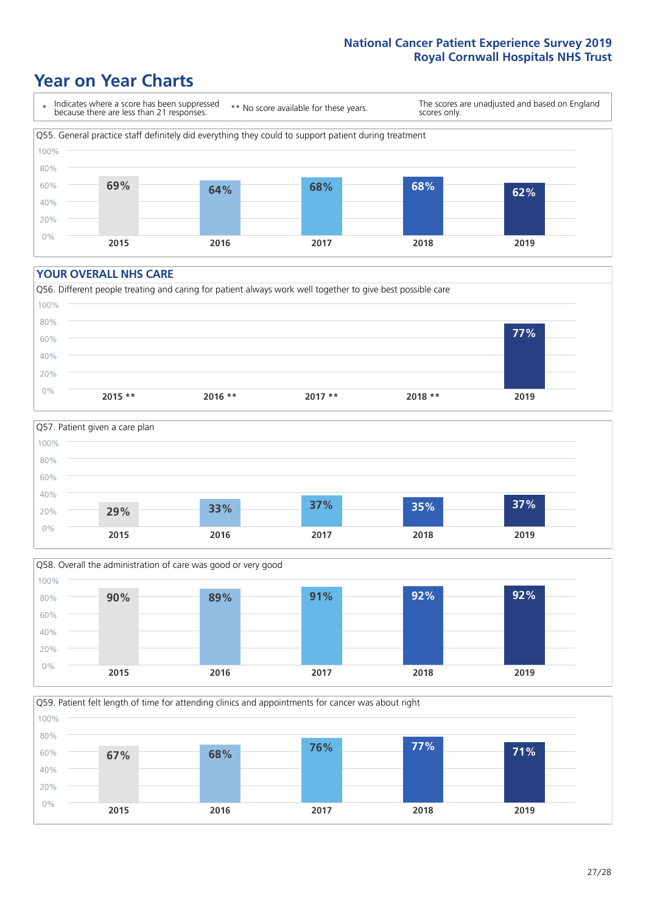# Year on Year Charts

| * Indicates where a score has been suppressed because there are less than 21 responses. | ** No score available for these years. | The scores are unadjusted and based on England scores only. |
|---|---|---|

Q55. General practice staff definitely did everything they could to support patient during treatment

| 2015 | 2016 | 2017 | 2018 | 2019 |
|---|---|---|---|---|
| 69% | 64% | 68% | 68% | 62% |

## YOUR OVERALL NHS CARE

Q56. Different people treating and caring for patient always work well together to give best possible care

| 2015 ** | 2016 ** | 2017 ** | 2018 ** | 2019 |
|---|---|---|---|---|
| | | | | 77% |

Q57. Patient given a care plan

| 2015 | 2016 | 2017 | 2018 | 2019 |
|---|---|---|---|---|
| 29% | 33% | 37% | 35% | 37% |

Q58. Overall the administration of care was good or very good

| 2015 | 2016 | 2017 | 2018 | 2019 |
|---|---|---|---|---|
| 90% | 89% | 91% | 92% | 92% |

Q59. Patient felt length of time for attending clinics and appointments for cancer was about right

| 2015 | 2016 | 2017 | 2018 | 2019 |
|---|---|---|---|---|
| 67% | 68% | 76% | 77% | 71% |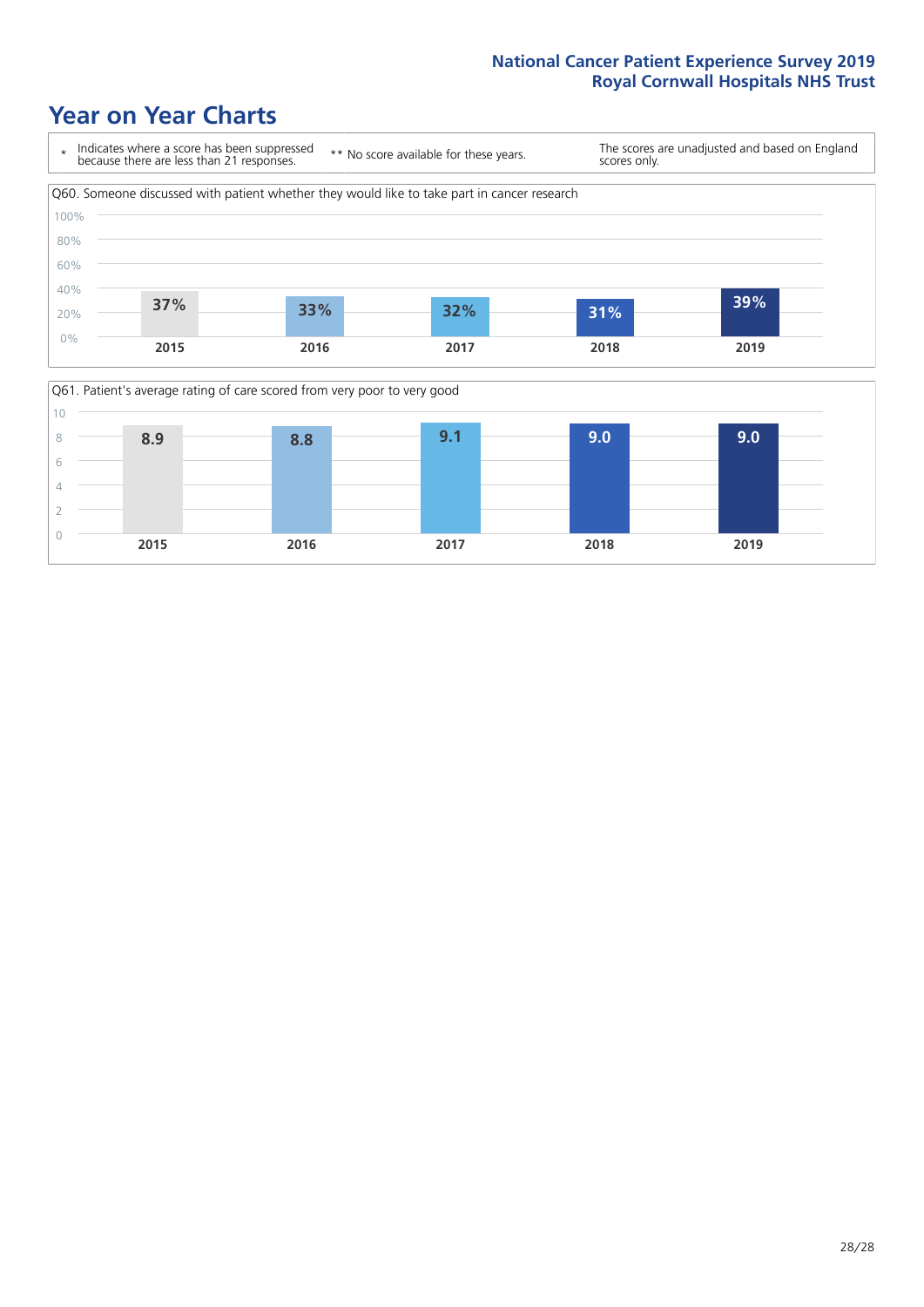# Year on Year Charts

\* Indicates where a score has been suppressed because there are less than 21 responses.

** No score available for these years.

The scores are unadjusted and based on England scores only.

Q60. Someone discussed with patient whether they would like to take part in cancer research

100%
80%
60%
40%
20%
0%

37% 2015
33% 2016
32% 2017
31% 2018
39% 2019

Q61. Patient's average rating of care scored from very poor to very good

10
8
6
4
2
0

8.9 2015
8.8 2016
9.1 2017
9.0 2018
9.0 2019